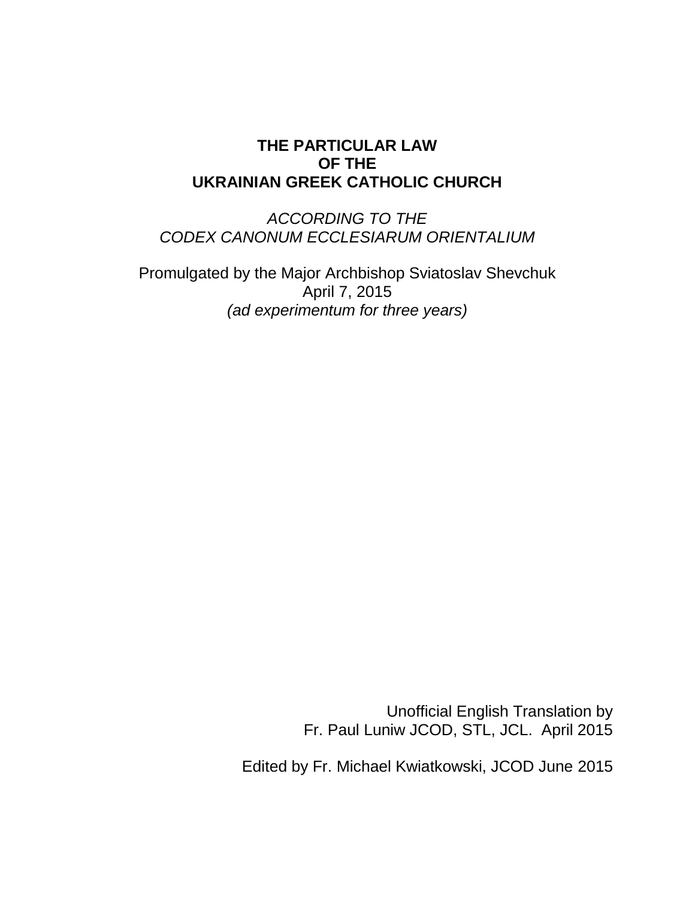# THE PARTICULAR LAW OF THE UKRAINIAN GREEK CATHOLIC CHURCH

*ACCORDING TO THE*
*CODEX CANONUM ECCLESIARUM ORIENTALIUM*

Promulgated by the Major Archbishop Sviatoslav Shevchuk
April 7, 2015
*(ad experimentum for three years)*

Unofficial English Translation by
Fr. Paul Luniw JCOD, STL, JCL. April 2015

Edited by Fr. Michael Kwiatkowski, JCOD June 2015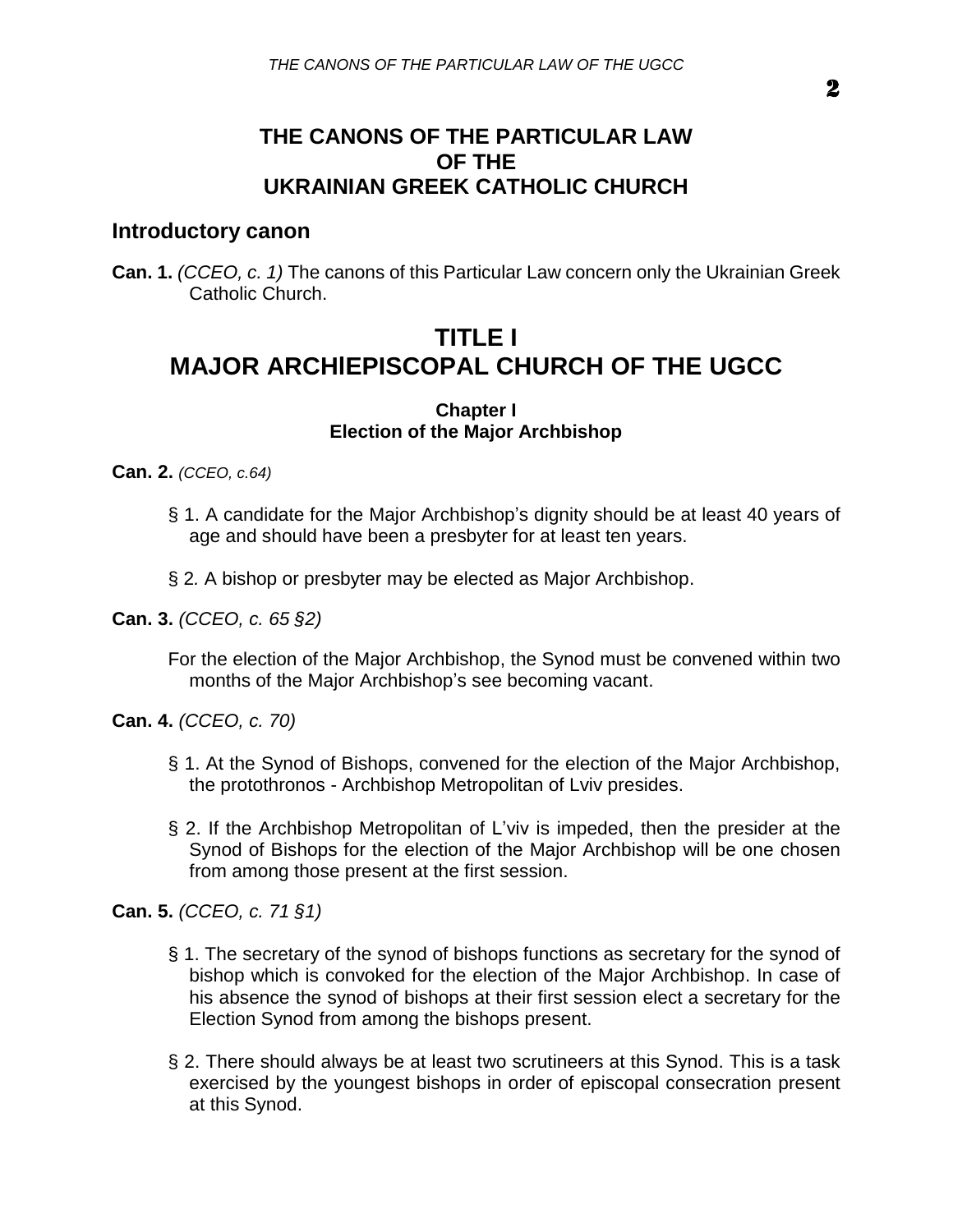# THE CANONS OF THE PARTICULAR LAW OF THE UKRAINIAN GREEK CATHOLIC CHURCH

## Introductory canon

**Can. 1.** *(CCEO, c. 1)* The canons of this Particular Law concern only the Ukrainian Greek Catholic Church.

# TITLE I
# MAJOR ARCHIEPISCOPAL CHURCH OF THE UGCC

### Chapter I
### Election of the Major Archbishop

**Can. 2.** *(CCEO, c.64)*

§ 1. A candidate for the Major Archbishop's dignity should be at least 40 years of age and should have been a presbyter for at least ten years.

§ 2*.* A bishop or presbyter may be elected as Major Archbishop.

**Can. 3.** *(CCEO, c. 65 §2)*

For the election of the Major Archbishop, the Synod must be convened within two months of the Major Archbishop's see becoming vacant.

**Can. 4.** *(CCEO, c. 70)*

§ 1. At the Synod of Bishops, convened for the election of the Major Archbishop, the protothronos - Archbishop Metropolitan of Lviv presides.

§ 2. If the Archbishop Metropolitan of L'viv is impeded, then the presider at the Synod of Bishops for the election of the Major Archbishop will be one chosen from among those present at the first session.

**Can. 5.** *(CCEO, c. 71 §1)*

§ 1. The secretary of the synod of bishops functions as secretary for the synod of bishop which is convoked for the election of the Major Archbishop. In case of his absence the synod of bishops at their first session elect a secretary for the Election Synod from among the bishops present.

§ 2. There should always be at least two scrutineers at this Synod. This is a task exercised by the youngest bishops in order of episcopal consecration present at this Synod.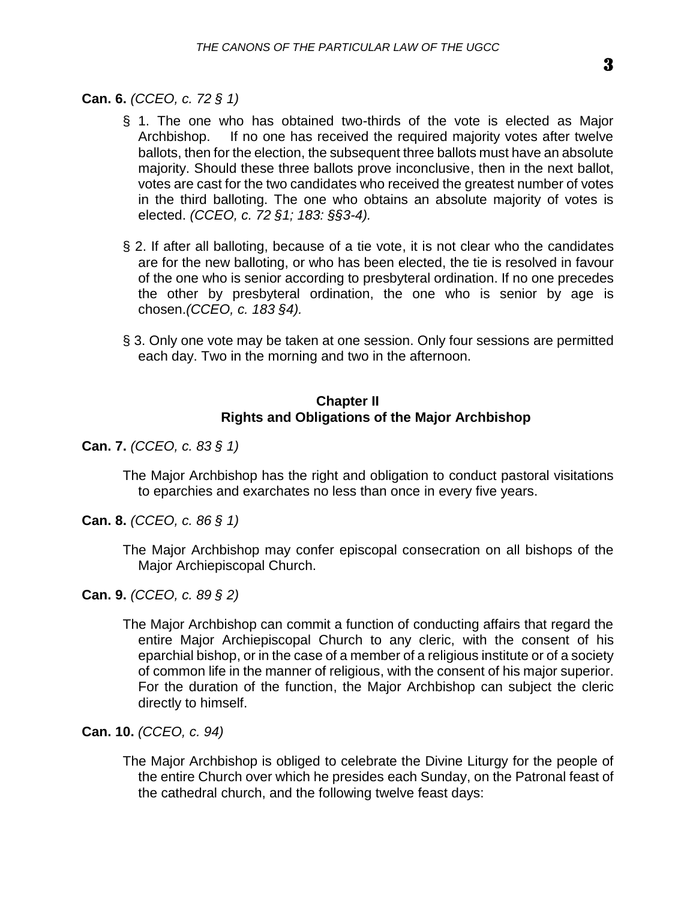**Can. 6.** *(CCEO, c. 72 § 1)*

§ 1. The one who has obtained two-thirds of the vote is elected as Major Archbishop. If no one has received the required majority votes after twelve ballots, then for the election, the subsequent three ballots must have an absolute majority. Should these three ballots prove inconclusive, then in the next ballot, votes are cast for the two candidates who received the greatest number of votes in the third balloting. The one who obtains an absolute majority of votes is elected. *(CCEO, c. 72 §1; 183: §§3-4).*

§ 2. If after all balloting, because of a tie vote, it is not clear who the candidates are for the new balloting, or who has been elected, the tie is resolved in favour of the one who is senior according to presbyteral ordination. If no one precedes the other by presbyteral ordination, the one who is senior by age is chosen.*(CCEO, c. 183 §4).*

§ 3. Only one vote may be taken at one session. Only four sessions are permitted each day. Two in the morning and two in the afternoon.

## Chapter II
## Rights and Obligations of the Major Archbishop

**Can. 7.** *(CCEO, c. 83 § 1)*

The Major Archbishop has the right and obligation to conduct pastoral visitations to eparchies and exarchates no less than once in every five years.

**Can. 8.** *(CCEO, c. 86 § 1)*

The Major Archbishop may confer episcopal consecration on all bishops of the Major Archiepiscopal Church.

**Can. 9.** *(CCEO, c. 89 § 2)*

The Major Archbishop can commit a function of conducting affairs that regard the entire Major Archiepiscopal Church to any cleric, with the consent of his eparchial bishop, or in the case of a member of a religious institute or of a society of common life in the manner of religious, with the consent of his major superior. For the duration of the function, the Major Archbishop can subject the cleric directly to himself.

**Can. 10.** *(CCEO, c. 94)*

The Major Archbishop is obliged to celebrate the Divine Liturgy for the people of the entire Church over which he presides each Sunday, on the Patronal feast of the cathedral church, and the following twelve feast days: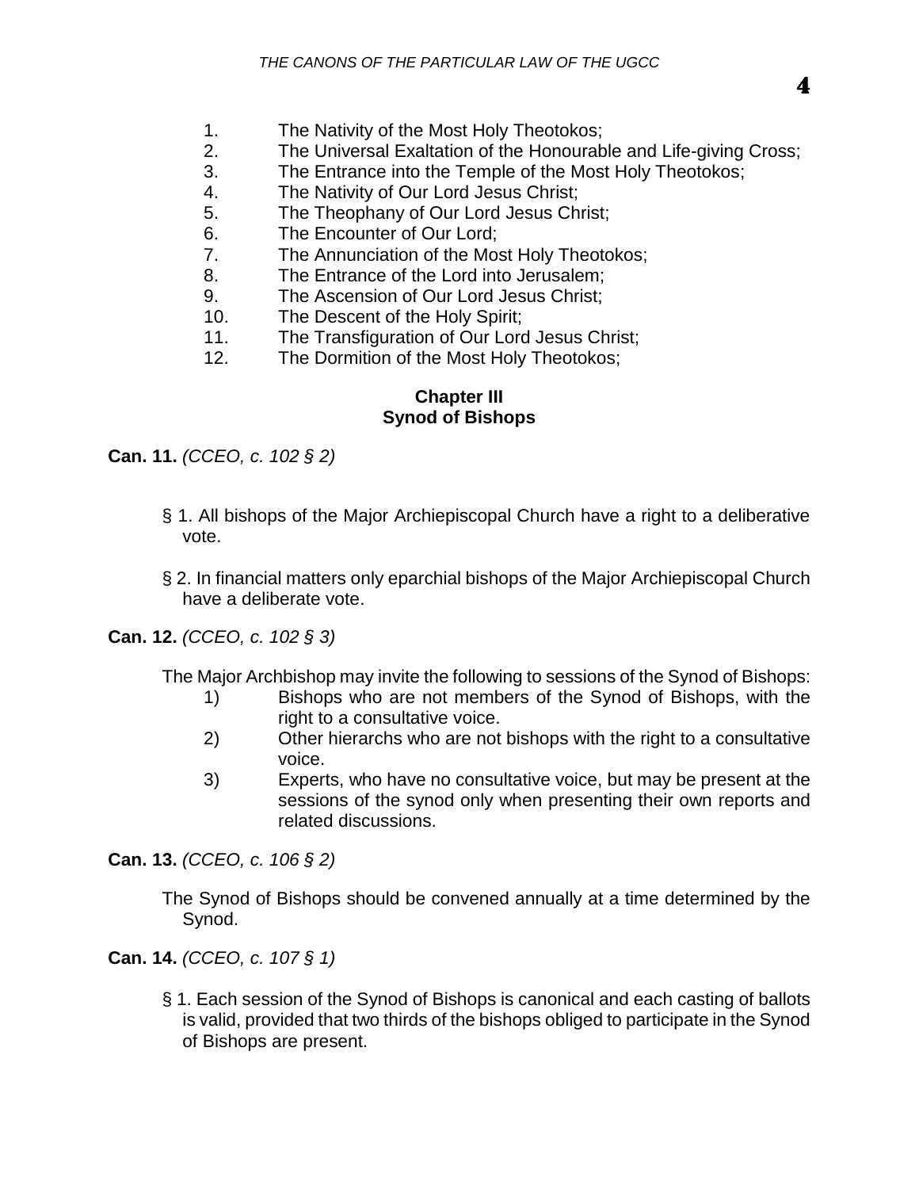1. The Nativity of the Most Holy Theotokos;
2. The Universal Exaltation of the Honourable and Life-giving Cross;
3. The Entrance into the Temple of the Most Holy Theotokos;
4. The Nativity of Our Lord Jesus Christ;
5. The Theophany of Our Lord Jesus Christ;
6. The Encounter of Our Lord;
7. The Annunciation of the Most Holy Theotokos;
8. The Entrance of the Lord into Jerusalem;
9. The Ascension of Our Lord Jesus Christ;
10. The Descent of the Holy Spirit;
11. The Transfiguration of Our Lord Jesus Christ;
12. The Dormition of the Most Holy Theotokos;

## Chapter III
## Synod of Bishops

**Can. 11.** *(CCEO, c. 102 § 2)*

§ 1. All bishops of the Major Archiepiscopal Church have a right to a deliberative vote.

§ 2. In financial matters only eparchial bishops of the Major Archiepiscopal Church have a deliberate vote.

**Can. 12.** *(CCEO, c. 102 § 3)*

The Major Archbishop may invite the following to sessions of the Synod of Bishops:

1) Bishops who are not members of the Synod of Bishops, with the right to a consultative voice.
2) Other hierarchs who are not bishops with the right to a consultative voice.
3) Experts, who have no consultative voice, but may be present at the sessions of the synod only when presenting their own reports and related discussions.

**Can. 13.** *(CCEO, c. 106 § 2)*

The Synod of Bishops should be convened annually at a time determined by the Synod.

**Can. 14.** *(CCEO, c. 107 § 1)*

§ 1. Each session of the Synod of Bishops is canonical and each casting of ballots is valid, provided that two thirds of the bishops obliged to participate in the Synod of Bishops are present.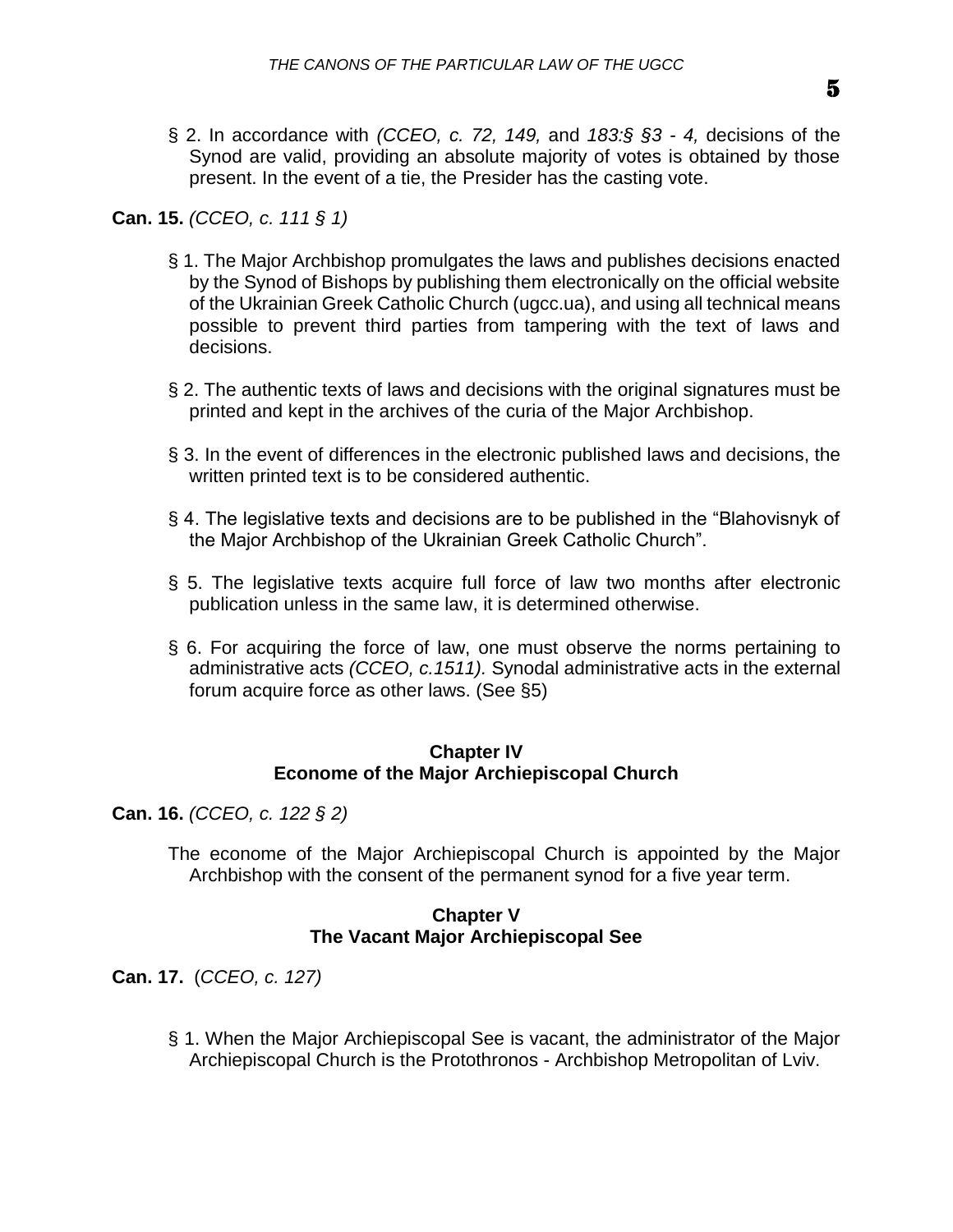§ 2. In accordance with *(CCEO, c. 72, 149,* and *183:§ §3 - 4,* decisions of the Synod are valid, providing an absolute majority of votes is obtained by those present. In the event of a tie, the Presider has the casting vote.

**Can. 15.** *(CCEO, c. 111 § 1)*

§ 1. The Major Archbishop promulgates the laws and publishes decisions enacted by the Synod of Bishops by publishing them electronically on the official website of the Ukrainian Greek Catholic Church (ugcc.ua), and using all technical means possible to prevent third parties from tampering with the text of laws and decisions.

§ 2. The authentic texts of laws and decisions with the original signatures must be printed and kept in the archives of the curia of the Major Archbishop.

§ 3. In the event of differences in the electronic published laws and decisions, the written printed text is to be considered authentic.

§ 4. The legislative texts and decisions are to be published in the "Blahovisnyk of the Major Archbishop of the Ukrainian Greek Catholic Church".

§ 5. The legislative texts acquire full force of law two months after electronic publication unless in the same law, it is determined otherwise.

§ 6. For acquiring the force of law, one must observe the norms pertaining to administrative acts *(CCEO, c.1511).* Synodal administrative acts in the external forum acquire force as other laws. (See §5)

## Chapter IV
## Econome of the Major Archiepiscopal Church

**Can. 16.** *(CCEO, c. 122 § 2)*

The econome of the Major Archiepiscopal Church is appointed by the Major Archbishop with the consent of the permanent synod for a five year term.

## Chapter V
## The Vacant Major Archiepiscopal See

**Can. 17.** (*CCEO, c. 127)*

§ 1. When the Major Archiepiscopal See is vacant, the administrator of the Major Archiepiscopal Church is the Protothronos - Archbishop Metropolitan of Lviv.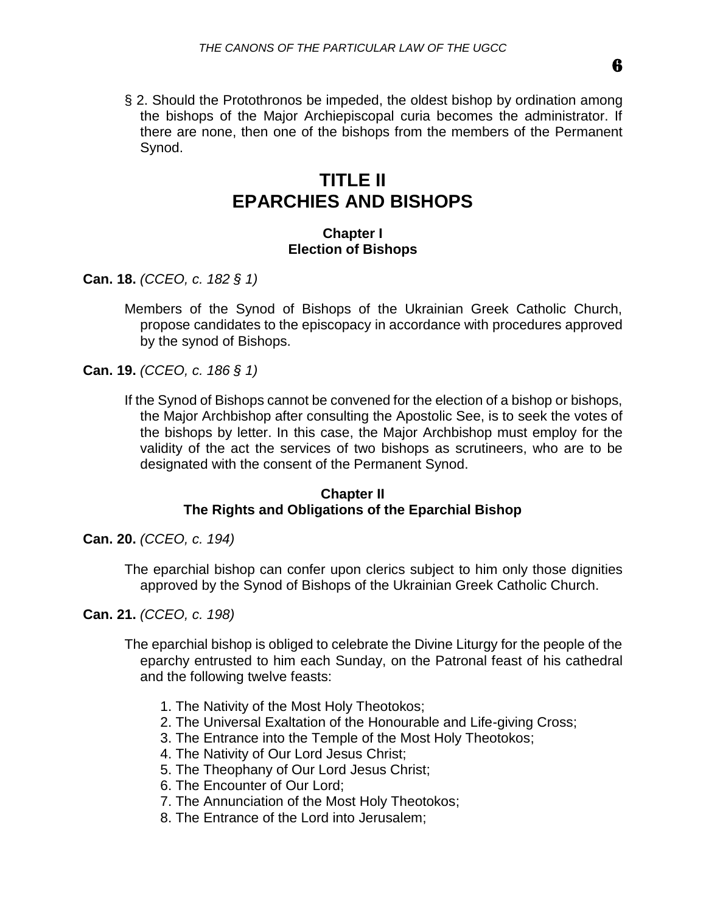§ 2. Should the Protothronos be impeded, the oldest bishop by ordination among the bishops of the Major Archiepiscopal curia becomes the administrator. If there are none, then one of the bishops from the members of the Permanent Synod.

# TITLE II
# EPARCHIES AND BISHOPS

## Chapter I
## Election of Bishops

**Can. 18.** *(CCEO, c. 182 § 1)*

Members of the Synod of Bishops of the Ukrainian Greek Catholic Church, propose candidates to the episcopacy in accordance with procedures approved by the synod of Bishops.

**Can. 19.** *(CCEO, c. 186 § 1)*

If the Synod of Bishops cannot be convened for the election of a bishop or bishops, the Major Archbishop after consulting the Apostolic See, is to seek the votes of the bishops by letter. In this case, the Major Archbishop must employ for the validity of the act the services of two bishops as scrutineers, who are to be designated with the consent of the Permanent Synod.

## Chapter II
## The Rights and Obligations of the Eparchial Bishop

**Can. 20.** *(CCEO, c. 194)*

The eparchial bishop can confer upon clerics subject to him only those dignities approved by the Synod of Bishops of the Ukrainian Greek Catholic Church.

**Can. 21.** *(CCEO, c. 198)*

The eparchial bishop is obliged to celebrate the Divine Liturgy for the people of the eparchy entrusted to him each Sunday, on the Patronal feast of his cathedral and the following twelve feasts:

1. The Nativity of the Most Holy Theotokos;
2. The Universal Exaltation of the Honourable and Life-giving Cross;
3. The Entrance into the Temple of the Most Holy Theotokos;
4. The Nativity of Our Lord Jesus Christ;
5. The Theophany of Our Lord Jesus Christ;
6. The Encounter of Our Lord;
7. The Annunciation of the Most Holy Theotokos;
8. The Entrance of the Lord into Jerusalem;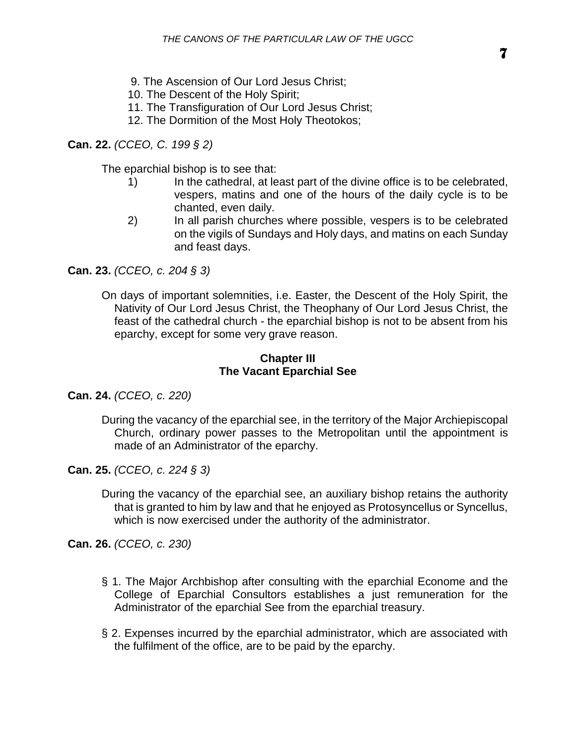9. The Ascension of Our Lord Jesus Christ;
10. The Descent of the Holy Spirit;
11. The Transfiguration of Our Lord Jesus Christ;
12. The Dormition of the Most Holy Theotokos;

**Can. 22.** *(CCEO, C. 199 § 2)*

The eparchial bishop is to see that:

1) In the cathedral, at least part of the divine office is to be celebrated, vespers, matins and one of the hours of the daily cycle is to be chanted, even daily.
2) In all parish churches where possible, vespers is to be celebrated on the vigils of Sundays and Holy days, and matins on each Sunday and feast days.

**Can. 23.** *(CCEO, c. 204 § 3)*

On days of important solemnities, i.e. Easter, the Descent of the Holy Spirit, the Nativity of Our Lord Jesus Christ, the Theophany of Our Lord Jesus Christ, the feast of the cathedral church - the eparchial bishop is not to be absent from his eparchy, except for some very grave reason.

## Chapter III
## The Vacant Eparchial See

**Can. 24.** *(CCEO, c. 220)*

During the vacancy of the eparchial see, in the territory of the Major Archiepiscopal Church, ordinary power passes to the Metropolitan until the appointment is made of an Administrator of the eparchy.

**Can. 25.** *(CCEO, c. 224 § 3)*

During the vacancy of the eparchial see, an auxiliary bishop retains the authority that is granted to him by law and that he enjoyed as Protosyncellus or Syncellus, which is now exercised under the authority of the administrator.

**Can. 26.** *(CCEO, c. 230)*

§ 1. The Major Archbishop after consulting with the eparchial Econome and the College of Eparchial Consultors establishes a just remuneration for the Administrator of the eparchial See from the eparchial treasury.

§ 2. Expenses incurred by the eparchial administrator, which are associated with the fulfilment of the office, are to be paid by the eparchy.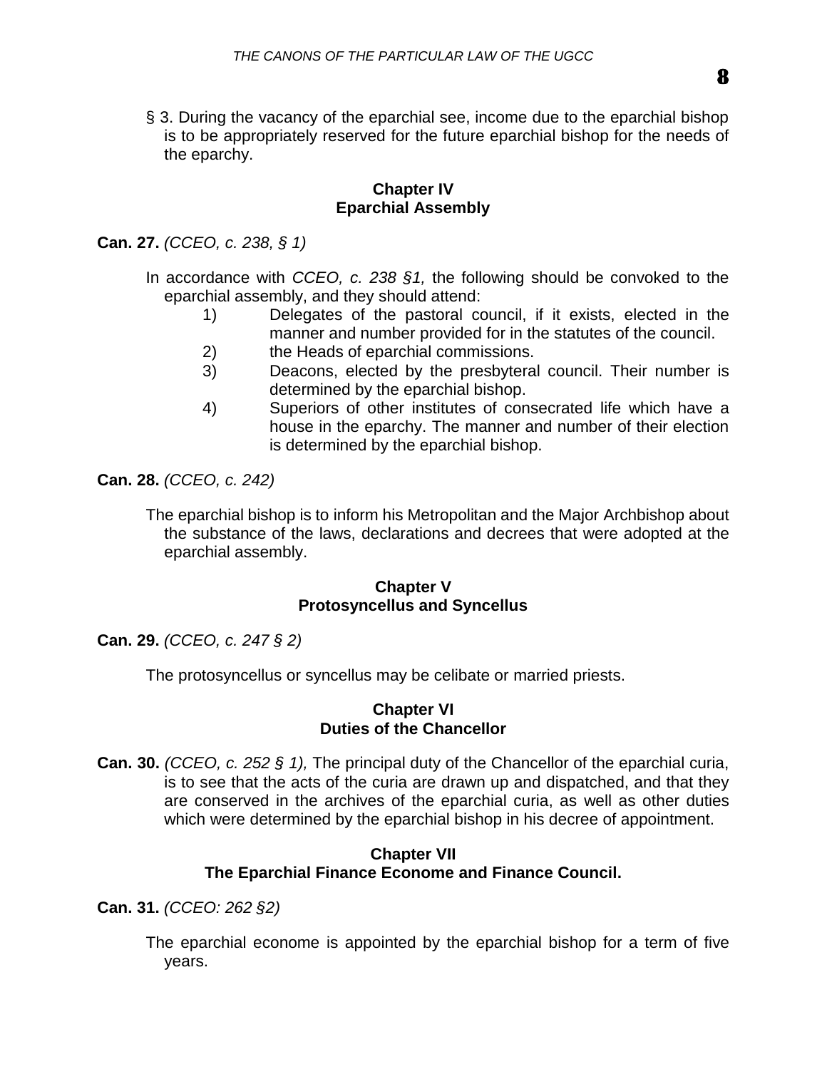§ 3. During the vacancy of the eparchial see, income due to the eparchial bishop is to be appropriately reserved for the future eparchial bishop for the needs of the eparchy.

## Chapter IV
## Eparchial Assembly

**Can. 27.** *(CCEO, c. 238, § 1)*

In accordance with *CCEO, c. 238 §1,* the following should be convoked to the eparchial assembly, and they should attend:

1) Delegates of the pastoral council, if it exists, elected in the manner and number provided for in the statutes of the council.
2) the Heads of eparchial commissions.
3) Deacons, elected by the presbyteral council. Their number is determined by the eparchial bishop.
4) Superiors of other institutes of consecrated life which have a house in the eparchy. The manner and number of their election is determined by the eparchial bishop.

**Can. 28.** *(CCEO, c. 242)*

The eparchial bishop is to inform his Metropolitan and the Major Archbishop about the substance of the laws, declarations and decrees that were adopted at the eparchial assembly.

## Chapter V
## Protosyncellus and Syncellus

**Can. 29.** *(CCEO, c. 247 § 2)*

The protosyncellus or syncellus may be celibate or married priests.

## Chapter VI
## Duties of the Chancellor

**Can. 30.** *(CCEO, c. 252 § 1),* The principal duty of the Chancellor of the eparchial curia, is to see that the acts of the curia are drawn up and dispatched, and that they are conserved in the archives of the eparchial curia, as well as other duties which were determined by the eparchial bishop in his decree of appointment.

## Chapter VII
## The Eparchial Finance Econome and Finance Council.

**Can. 31.** *(CCEO: 262 §2)*

The eparchial econome is appointed by the eparchial bishop for a term of five years.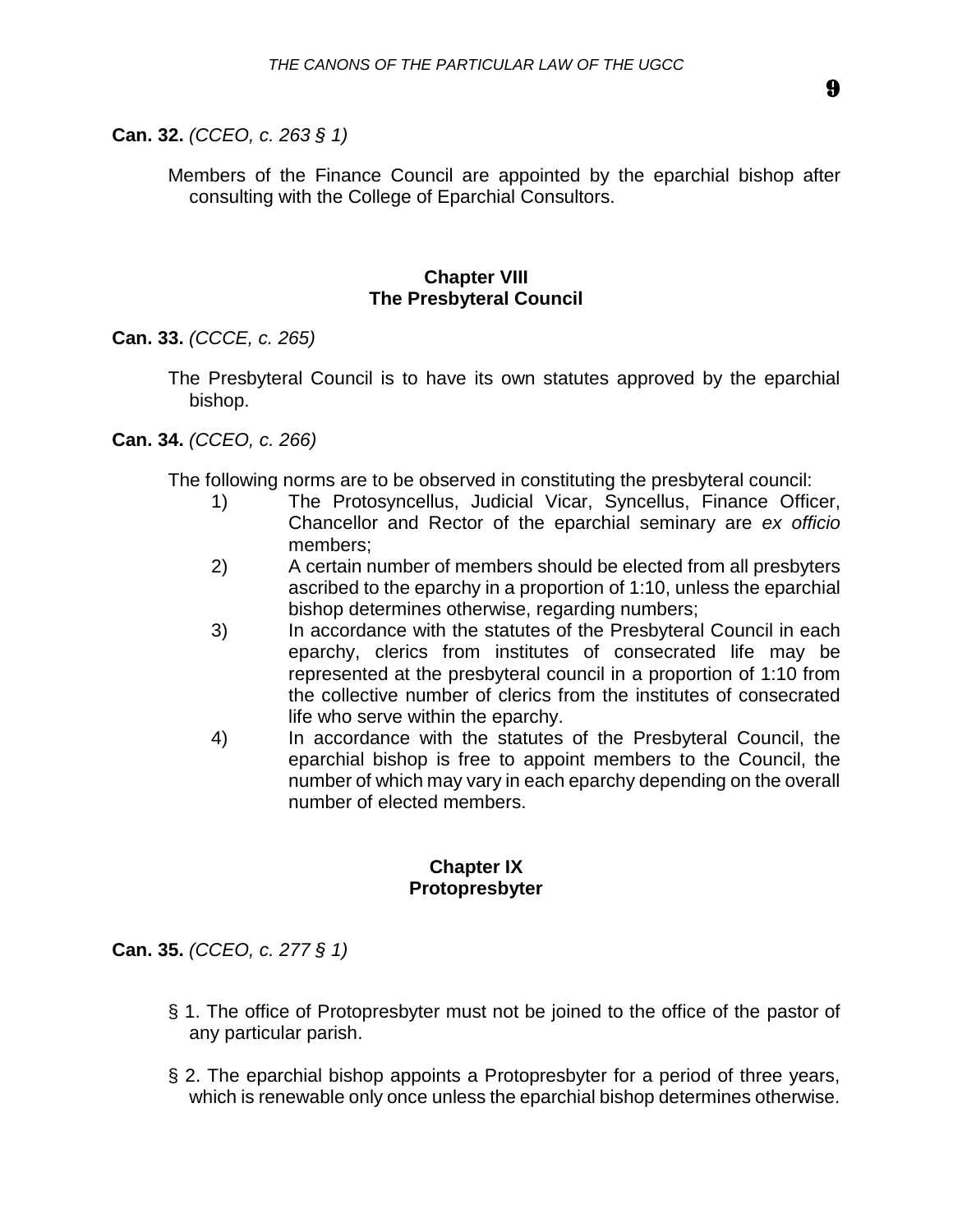**Can. 32.** *(CCEO, c. 263 § 1)*

Members of the Finance Council are appointed by the eparchial bishop after consulting with the College of Eparchial Consultors.

## Chapter VIII
## The Presbyteral Council

**Can. 33.** *(CCCE, c. 265)*

The Presbyteral Council is to have its own statutes approved by the eparchial bishop.

**Can. 34.** *(CCEO, c. 266)*

The following norms are to be observed in constituting the presbyteral council:

1) The Protosyncellus, Judicial Vicar, Syncellus, Finance Officer, Chancellor and Rector of the eparchial seminary are *ex officio* members;
2) A certain number of members should be elected from all presbyters ascribed to the eparchy in a proportion of 1:10, unless the eparchial bishop determines otherwise, regarding numbers;
3) In accordance with the statutes of the Presbyteral Council in each eparchy, clerics from institutes of consecrated life may be represented at the presbyteral council in a proportion of 1:10 from the collective number of clerics from the institutes of consecrated life who serve within the eparchy.
4) In accordance with the statutes of the Presbyteral Council, the eparchial bishop is free to appoint members to the Council, the number of which may vary in each eparchy depending on the overall number of elected members.

## Chapter IX
## Protopresbyter

**Can. 35.** *(CCEO, c. 277 § 1)*

§ 1. The office of Protopresbyter must not be joined to the office of the pastor of any particular parish.

§ 2. The eparchial bishop appoints a Protopresbyter for a period of three years, which is renewable only once unless the eparchial bishop determines otherwise.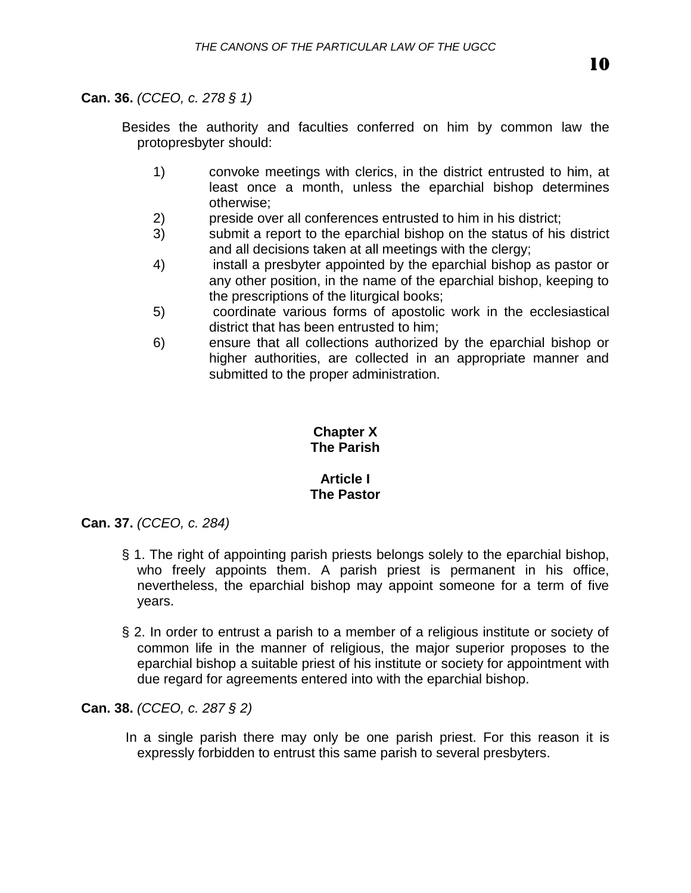**Can. 36.** *(CCEO, c. 278 § 1)*

Besides the authority and faculties conferred on him by common law the protopresbyter should:

1) convoke meetings with clerics, in the district entrusted to him, at least once a month, unless the eparchial bishop determines otherwise;
2) preside over all conferences entrusted to him in his district;
3) submit a report to the eparchial bishop on the status of his district and all decisions taken at all meetings with the clergy;
4) install a presbyter appointed by the eparchial bishop as pastor or any other position, in the name of the eparchial bishop, keeping to the prescriptions of the liturgical books;
5) coordinate various forms of apostolic work in the ecclesiastical district that has been entrusted to him;
6) ensure that all collections authorized by the eparchial bishop or higher authorities, are collected in an appropriate manner and submitted to the proper administration.

## Chapter X
## The Parish

### Article I
### The Pastor

**Can. 37.** *(CCEO, c. 284)*

§ 1. The right of appointing parish priests belongs solely to the eparchial bishop, who freely appoints them. A parish priest is permanent in his office, nevertheless, the eparchial bishop may appoint someone for a term of five years.

§ 2. In order to entrust a parish to a member of a religious institute or society of common life in the manner of religious, the major superior proposes to the eparchial bishop a suitable priest of his institute or society for appointment with due regard for agreements entered into with the eparchial bishop.

**Can. 38.** *(CCEO, c. 287 § 2)*

In a single parish there may only be one parish priest. For this reason it is expressly forbidden to entrust this same parish to several presbyters.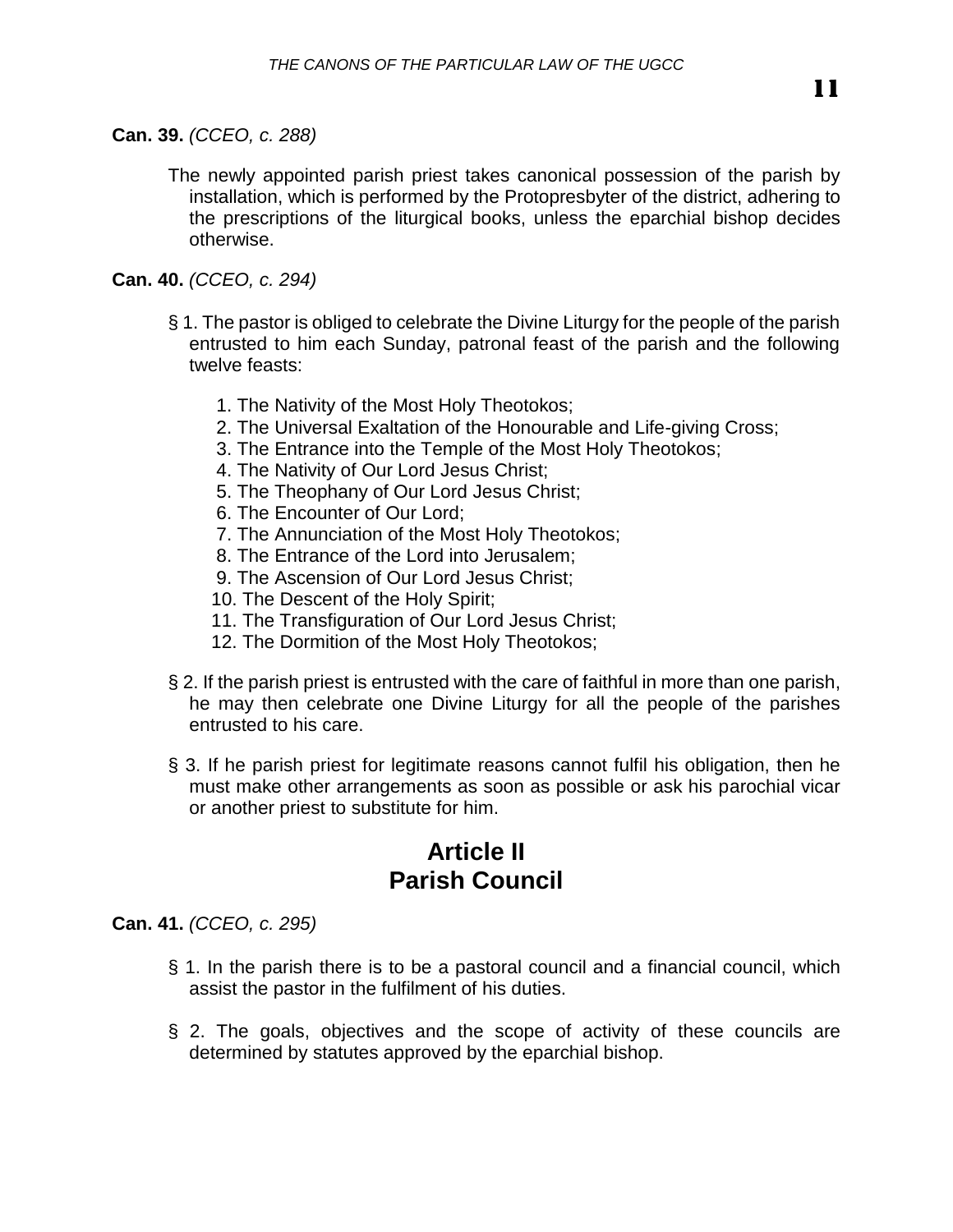**Can. 39.** *(CCEO, c. 288)*

The newly appointed parish priest takes canonical possession of the parish by installation, which is performed by the Protopresbyter of the district, adhering to the prescriptions of the liturgical books, unless the eparchial bishop decides otherwise.

**Can. 40.** *(CCEO, c. 294)*

§ 1. The pastor is obliged to celebrate the Divine Liturgy for the people of the parish entrusted to him each Sunday, patronal feast of the parish and the following twelve feasts:

1. The Nativity of the Most Holy Theotokos;
2. The Universal Exaltation of the Honourable and Life-giving Cross;
3. The Entrance into the Temple of the Most Holy Theotokos;
4. The Nativity of Our Lord Jesus Christ;
5. The Theophany of Our Lord Jesus Christ;
6. The Encounter of Our Lord;
7. The Annunciation of the Most Holy Theotokos;
8. The Entrance of the Lord into Jerusalem;
9. The Ascension of Our Lord Jesus Christ;
10. The Descent of the Holy Spirit;
11. The Transfiguration of Our Lord Jesus Christ;
12. The Dormition of the Most Holy Theotokos;

§ 2. If the parish priest is entrusted with the care of faithful in more than one parish, he may then celebrate one Divine Liturgy for all the people of the parishes entrusted to his care.

§ 3. If he parish priest for legitimate reasons cannot fulfil his obligation, then he must make other arrangements as soon as possible or ask his parochial vicar or another priest to substitute for him.

## Article II
## Parish Council

**Can. 41.** *(CCEO, c. 295)*

§ 1. In the parish there is to be a pastoral council and a financial council, which assist the pastor in the fulfilment of his duties.

§ 2. The goals, objectives and the scope of activity of these councils are determined by statutes approved by the eparchial bishop.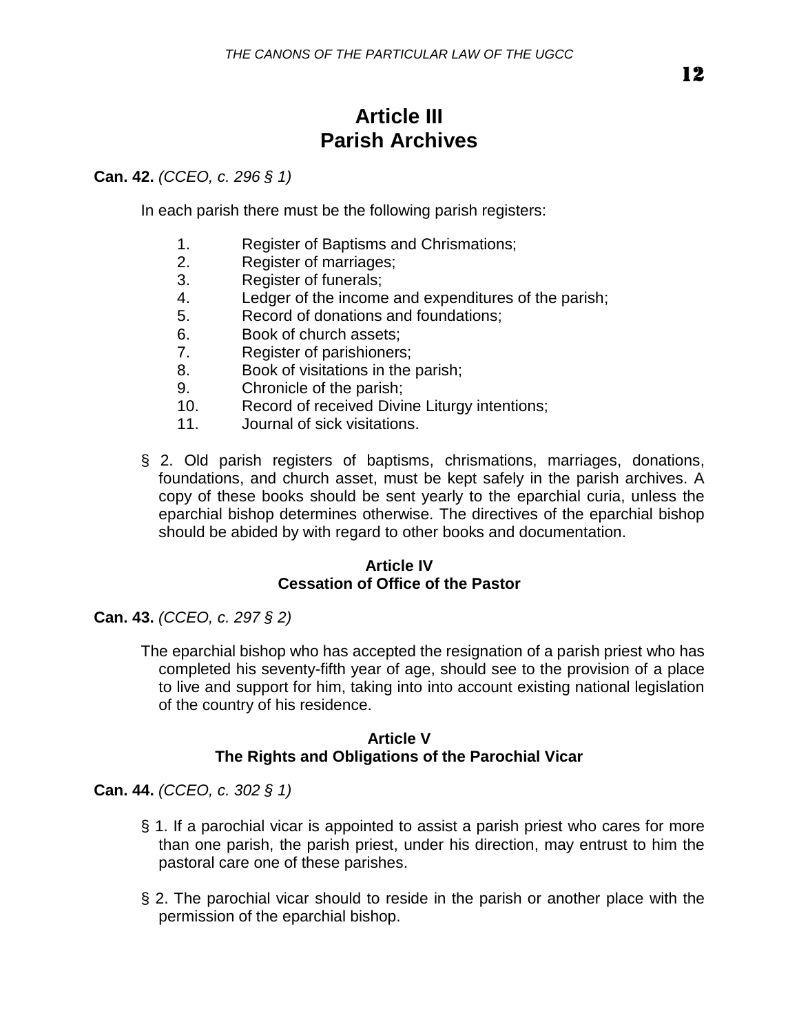## Article III
## Parish Archives

**Can. 42.** *(CCEO, c. 296 § 1)*

In each parish there must be the following parish registers:

1. Register of Baptisms and Chrismations;
2. Register of marriages;
3. Register of funerals;
4. Ledger of the income and expenditures of the parish;
5. Record of donations and foundations;
6. Book of church assets;
7. Register of parishioners;
8. Book of visitations in the parish;
9. Chronicle of the parish;
10. Record of received Divine Liturgy intentions;
11. Journal of sick visitations.

§ 2. Old parish registers of baptisms, chrismations, marriages, donations, foundations, and church asset, must be kept safely in the parish archives. A copy of these books should be sent yearly to the eparchial curia, unless the eparchial bishop determines otherwise. The directives of the eparchial bishop should be abided by with regard to other books and documentation.

### Article IV
### Cessation of Office of the Pastor

**Can. 43.** *(CCEO, c. 297 § 2)*

The eparchial bishop who has accepted the resignation of a parish priest who has completed his seventy-fifth year of age, should see to the provision of a place to live and support for him, taking into into account existing national legislation of the country of his residence.

### Article V
### The Rights and Obligations of the Parochial Vicar

**Can. 44.** *(CCEO, c. 302 § 1)*

§ 1. If a parochial vicar is appointed to assist a parish priest who cares for more than one parish, the parish priest, under his direction, may entrust to him the pastoral care one of these parishes.

§ 2. The parochial vicar should to reside in the parish or another place with the permission of the eparchial bishop.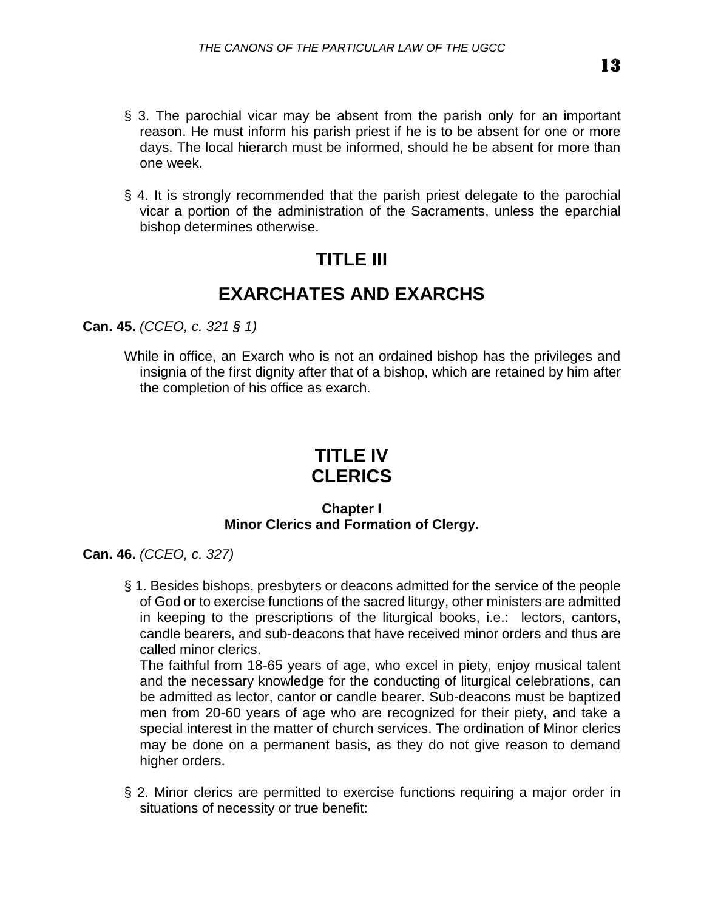§ 3. The parochial vicar may be absent from the parish only for an important reason. He must inform his parish priest if he is to be absent for one or more days. The local hierarch must be informed, should he be absent for more than one week.

§ 4. It is strongly recommended that the parish priest delegate to the parochial vicar a portion of the administration of the Sacraments, unless the eparchial bishop determines otherwise.

# TITLE III

# EXARCHATES AND EXARCHS

**Can. 45.** *(CCEO, c. 321 § 1)*

While in office, an Exarch who is not an ordained bishop has the privileges and insignia of the first dignity after that of a bishop, which are retained by him after the completion of his office as exarch.

# TITLE IV
# CLERICS

### Chapter I
### Minor Clerics and Formation of Clergy.

**Can. 46.** *(CCEO, c. 327)*

§ 1. Besides bishops, presbyters or deacons admitted for the service of the people of God or to exercise functions of the sacred liturgy, other ministers are admitted in keeping to the prescriptions of the liturgical books, i.e.: lectors, cantors, candle bearers, and sub-deacons that have received minor orders and thus are called minor clerics.
The faithful from 18-65 years of age, who excel in piety, enjoy musical talent and the necessary knowledge for the conducting of liturgical celebrations, can be admitted as lector, cantor or candle bearer. Sub-deacons must be baptized men from 20-60 years of age who are recognized for their piety, and take a special interest in the matter of church services. The ordination of Minor clerics may be done on a permanent basis, as they do not give reason to demand higher orders.

§ 2. Minor clerics are permitted to exercise functions requiring a major order in situations of necessity or true benefit: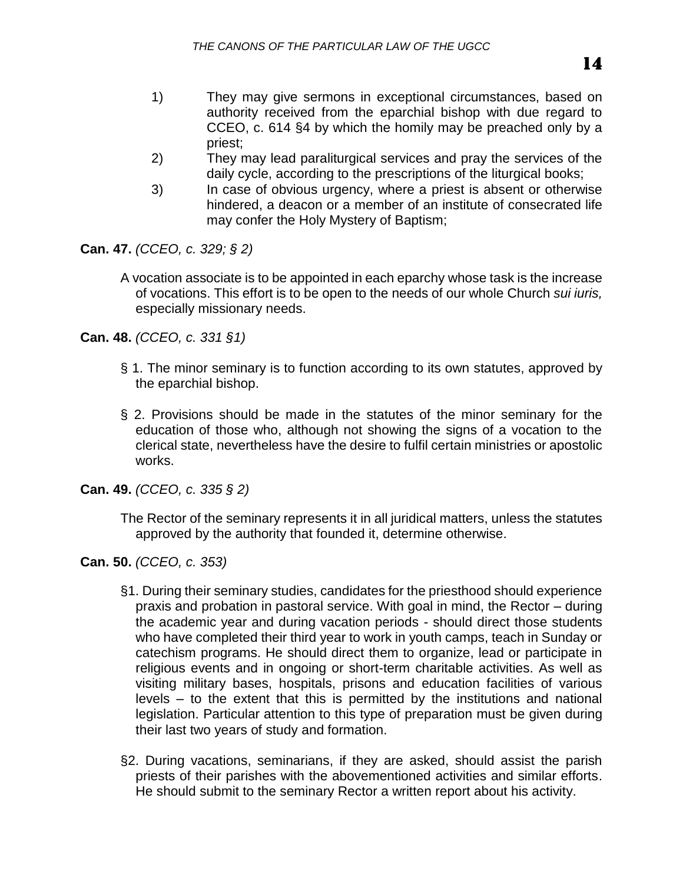1) They may give sermons in exceptional circumstances, based on authority received from the eparchial bishop with due regard to CCEO, c. 614 §4 by which the homily may be preached only by a priest;
2) They may lead paraliturgical services and pray the services of the daily cycle, according to the prescriptions of the liturgical books;
3) In case of obvious urgency, where a priest is absent or otherwise hindered, a deacon or a member of an institute of consecrated life may confer the Holy Mystery of Baptism;

**Can. 47.** *(CCEO, c. 329; § 2)*

A vocation associate is to be appointed in each eparchy whose task is the increase of vocations. This effort is to be open to the needs of our whole Church *sui iuris,* especially missionary needs.

**Can. 48.** *(CCEO, c. 331 §1)*

§ 1. The minor seminary is to function according to its own statutes, approved by the eparchial bishop.

§ 2. Provisions should be made in the statutes of the minor seminary for the education of those who, although not showing the signs of a vocation to the clerical state, nevertheless have the desire to fulfil certain ministries or apostolic works.

**Can. 49.** *(CCEO, c. 335 § 2)*

The Rector of the seminary represents it in all juridical matters, unless the statutes approved by the authority that founded it, determine otherwise.

**Can. 50.** *(CCEO, c. 353)*

§1. During their seminary studies, candidates for the priesthood should experience praxis and probation in pastoral service. With goal in mind, the Rector – during the academic year and during vacation periods - should direct those students who have completed their third year to work in youth camps, teach in Sunday or catechism programs. He should direct them to organize, lead or participate in religious events and in ongoing or short-term charitable activities. As well as visiting military bases, hospitals, prisons and education facilities of various levels – to the extent that this is permitted by the institutions and national legislation. Particular attention to this type of preparation must be given during their last two years of study and formation.

§2. During vacations, seminarians, if they are asked, should assist the parish priests of their parishes with the abovementioned activities and similar efforts. He should submit to the seminary Rector a written report about his activity.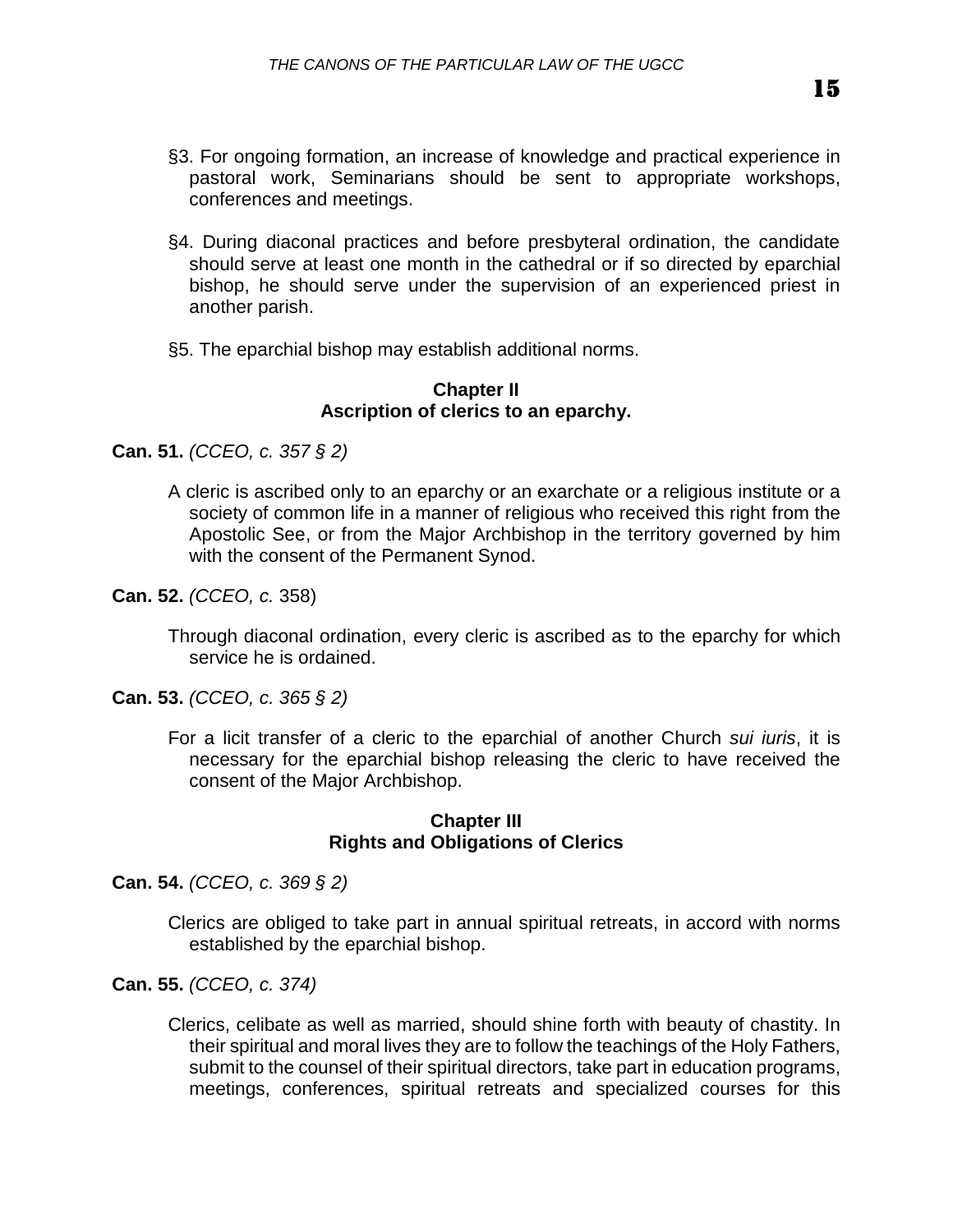§3. For ongoing formation, an increase of knowledge and practical experience in pastoral work, Seminarians should be sent to appropriate workshops, conferences and meetings.

§4. During diaconal practices and before presbyteral ordination, the candidate should serve at least one month in the cathedral or if so directed by eparchial bishop, he should serve under the supervision of an experienced priest in another parish.

§5. The eparchial bishop may establish additional norms.

### Chapter II
### Ascription of clerics to an eparchy.

**Can. 51.** *(CCEO, c. 357 § 2)*

A cleric is ascribed only to an eparchy or an exarchate or a religious institute or a society of common life in a manner of religious who received this right from the Apostolic See, or from the Major Archbishop in the territory governed by him with the consent of the Permanent Synod.

**Can. 52.** *(CCEO, c.* 358)

Through diaconal ordination, every cleric is ascribed as to the eparchy for which service he is ordained.

**Can. 53.** *(CCEO, c. 365 § 2)*

For a licit transfer of a cleric to the eparchial of another Church *sui iuris*, it is necessary for the eparchial bishop releasing the cleric to have received the consent of the Major Archbishop.

### Chapter III
### Rights and Obligations of Clerics

**Can. 54.** *(CCEO, c. 369 § 2)*

Clerics are obliged to take part in annual spiritual retreats, in accord with norms established by the eparchial bishop.

**Can. 55.** *(CCEO, c. 374)*

Clerics, celibate as well as married, should shine forth with beauty of chastity. In their spiritual and moral lives they are to follow the teachings of the Holy Fathers, submit to the counsel of their spiritual directors, take part in education programs, meetings, conferences, spiritual retreats and specialized courses for this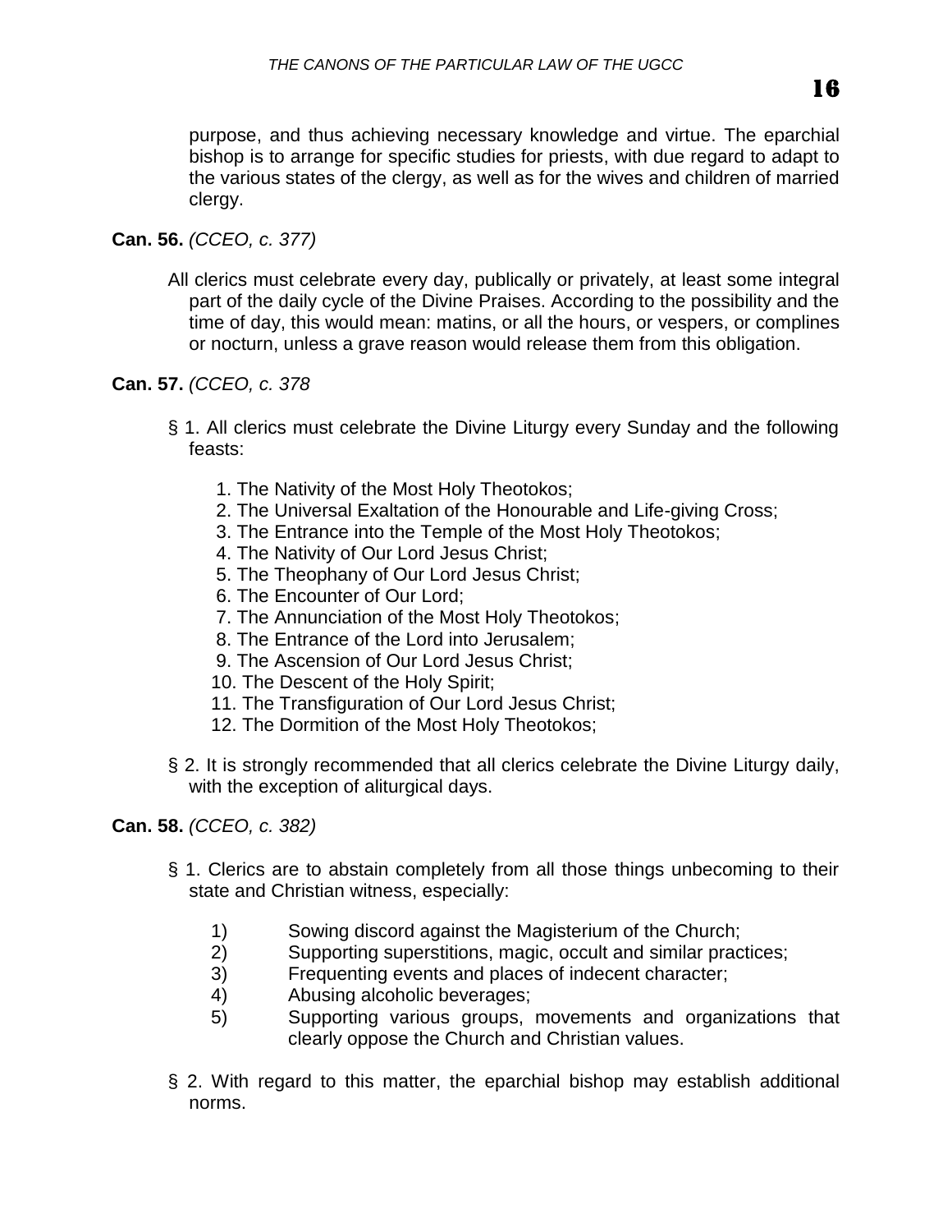purpose, and thus achieving necessary knowledge and virtue. The eparchial bishop is to arrange for specific studies for priests, with due regard to adapt to the various states of the clergy, as well as for the wives and children of married clergy.

**Can. 56.** *(CCEO, c. 377)*

All clerics must celebrate every day, publically or privately, at least some integral part of the daily cycle of the Divine Praises. According to the possibility and the time of day, this would mean: matins, or all the hours, or vespers, or complines or nocturn, unless a grave reason would release them from this obligation.

**Can. 57.** *(CCEO, c. 378*

§ 1. All clerics must celebrate the Divine Liturgy every Sunday and the following feasts:

1. The Nativity of the Most Holy Theotokos;
2. The Universal Exaltation of the Honourable and Life-giving Cross;
3. The Entrance into the Temple of the Most Holy Theotokos;
4. The Nativity of Our Lord Jesus Christ;
5. The Theophany of Our Lord Jesus Christ;
6. The Encounter of Our Lord;
7. The Annunciation of the Most Holy Theotokos;
8. The Entrance of the Lord into Jerusalem;
9. The Ascension of Our Lord Jesus Christ;
10. The Descent of the Holy Spirit;
11. The Transfiguration of Our Lord Jesus Christ;
12. The Dormition of the Most Holy Theotokos;

§ 2. It is strongly recommended that all clerics celebrate the Divine Liturgy daily, with the exception of aliturgical days.

**Can. 58.** *(CCEO, c. 382)*

§ 1. Clerics are to abstain completely from all those things unbecoming to their state and Christian witness, especially:

1) Sowing discord against the Magisterium of the Church;
2) Supporting superstitions, magic, occult and similar practices;
3) Frequenting events and places of indecent character;
4) Abusing alcoholic beverages;
5) Supporting various groups, movements and organizations that clearly oppose the Church and Christian values.

§ 2. With regard to this matter, the eparchial bishop may establish additional norms.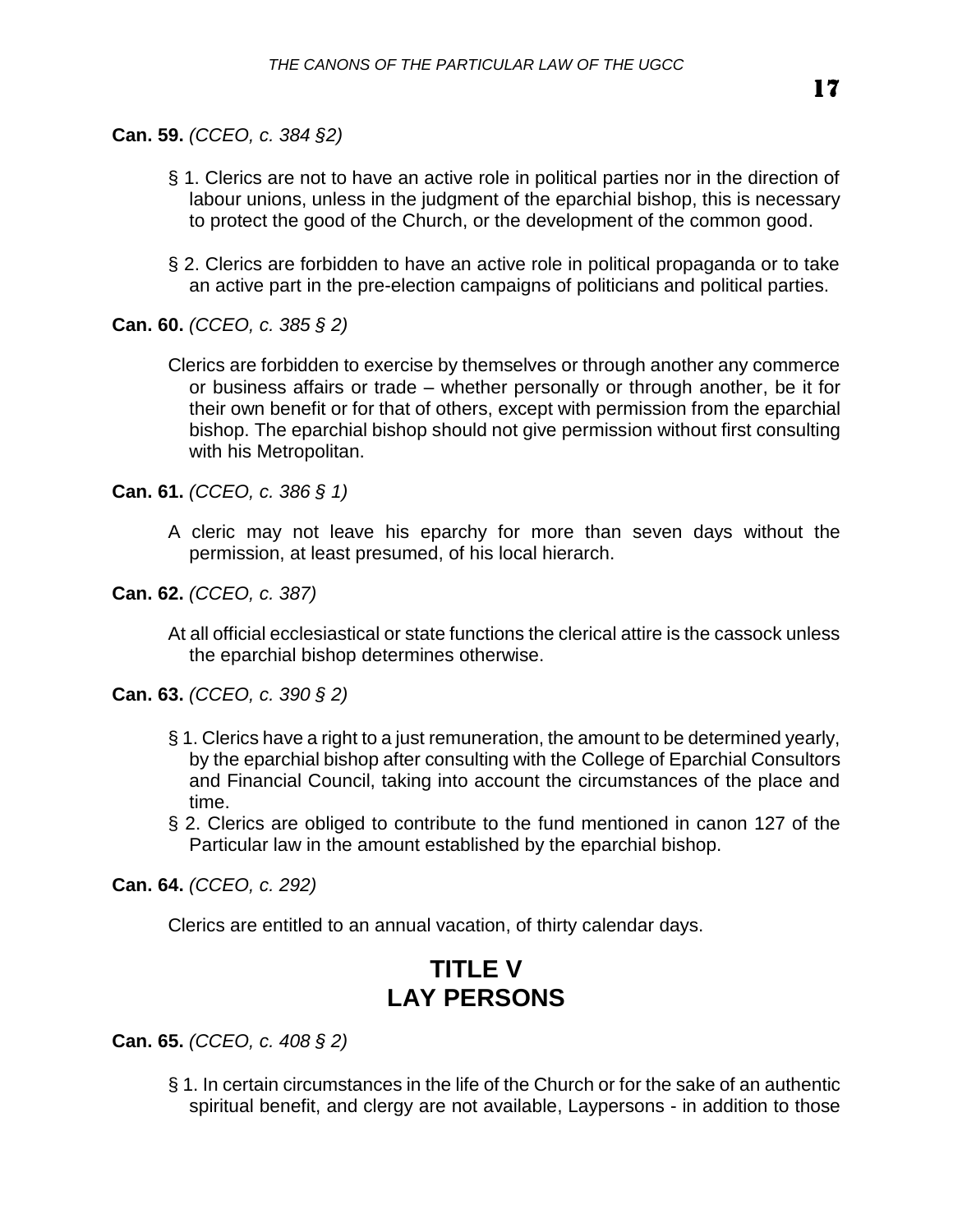**Can. 59.** *(CCEO, c. 384 §2)*

§ 1. Clerics are not to have an active role in political parties nor in the direction of labour unions, unless in the judgment of the eparchial bishop, this is necessary to protect the good of the Church, or the development of the common good.

§ 2. Clerics are forbidden to have an active role in political propaganda or to take an active part in the pre-election campaigns of politicians and political parties.

**Can. 60.** *(CCEO, c. 385 § 2)*

Clerics are forbidden to exercise by themselves or through another any commerce or business affairs or trade – whether personally or through another, be it for their own benefit or for that of others, except with permission from the eparchial bishop. The eparchial bishop should not give permission without first consulting with his Metropolitan.

**Can. 61.** *(CCEO, c. 386 § 1)*

A cleric may not leave his eparchy for more than seven days without the permission, at least presumed, of his local hierarch.

**Can. 62.** *(CCEO, c. 387)*

At all official ecclesiastical or state functions the clerical attire is the cassock unless the eparchial bishop determines otherwise.

**Can. 63.** *(CCEO, c. 390 § 2)*

§ 1. Clerics have a right to a just remuneration, the amount to be determined yearly, by the eparchial bishop after consulting with the College of Eparchial Consultors and Financial Council, taking into account the circumstances of the place and time.

§ 2. Clerics are obliged to contribute to the fund mentioned in canon 127 of the Particular law in the amount established by the eparchial bishop.

**Can. 64.** *(CCEO, c. 292)*

Clerics are entitled to an annual vacation, of thirty calendar days.

## TITLE V
## LAY PERSONS

**Can. 65.** *(CCEO, c. 408 § 2)*

§ 1. In certain circumstances in the life of the Church or for the sake of an authentic spiritual benefit, and clergy are not available, Laypersons - in addition to those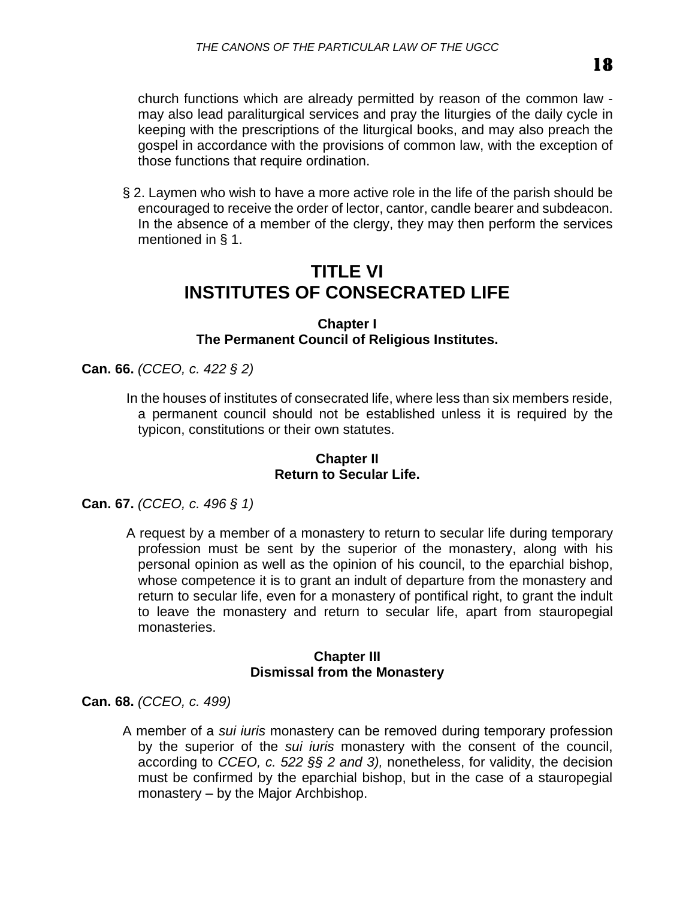church functions which are already permitted by reason of the common law - may also lead paraliturgical services and pray the liturgies of the daily cycle in keeping with the prescriptions of the liturgical books, and may also preach the gospel in accordance with the provisions of common law, with the exception of those functions that require ordination.

§ 2. Laymen who wish to have a more active role in the life of the parish should be encouraged to receive the order of lector, cantor, candle bearer and subdeacon. In the absence of a member of the clergy, they may then perform the services mentioned in § 1.

# TITLE VI
# INSTITUTES OF CONSECRATED LIFE

### Chapter I
### The Permanent Council of Religious Institutes.

**Can. 66.** *(CCEO, c. 422 § 2)*

In the houses of institutes of consecrated life, where less than six members reside, a permanent council should not be established unless it is required by the typicon, constitutions or their own statutes.

### Chapter II
### Return to Secular Life.

**Can. 67.** *(CCEO, c. 496 § 1)*

A request by a member of a monastery to return to secular life during temporary profession must be sent by the superior of the monastery, along with his personal opinion as well as the opinion of his council, to the eparchial bishop, whose competence it is to grant an indult of departure from the monastery and return to secular life, even for a monastery of pontifical right, to grant the indult to leave the monastery and return to secular life, apart from stauropegial monasteries.

### Chapter III
### Dismissal from the Monastery

**Can. 68.** *(CCEO, c. 499)*

A member of a *sui iuris* monastery can be removed during temporary profession by the superior of the *sui iuris* monastery with the consent of the council, according to *CCEO, c. 522 §§ 2 and 3),* nonetheless, for validity, the decision must be confirmed by the eparchial bishop, but in the case of a stauropegial monastery – by the Major Archbishop.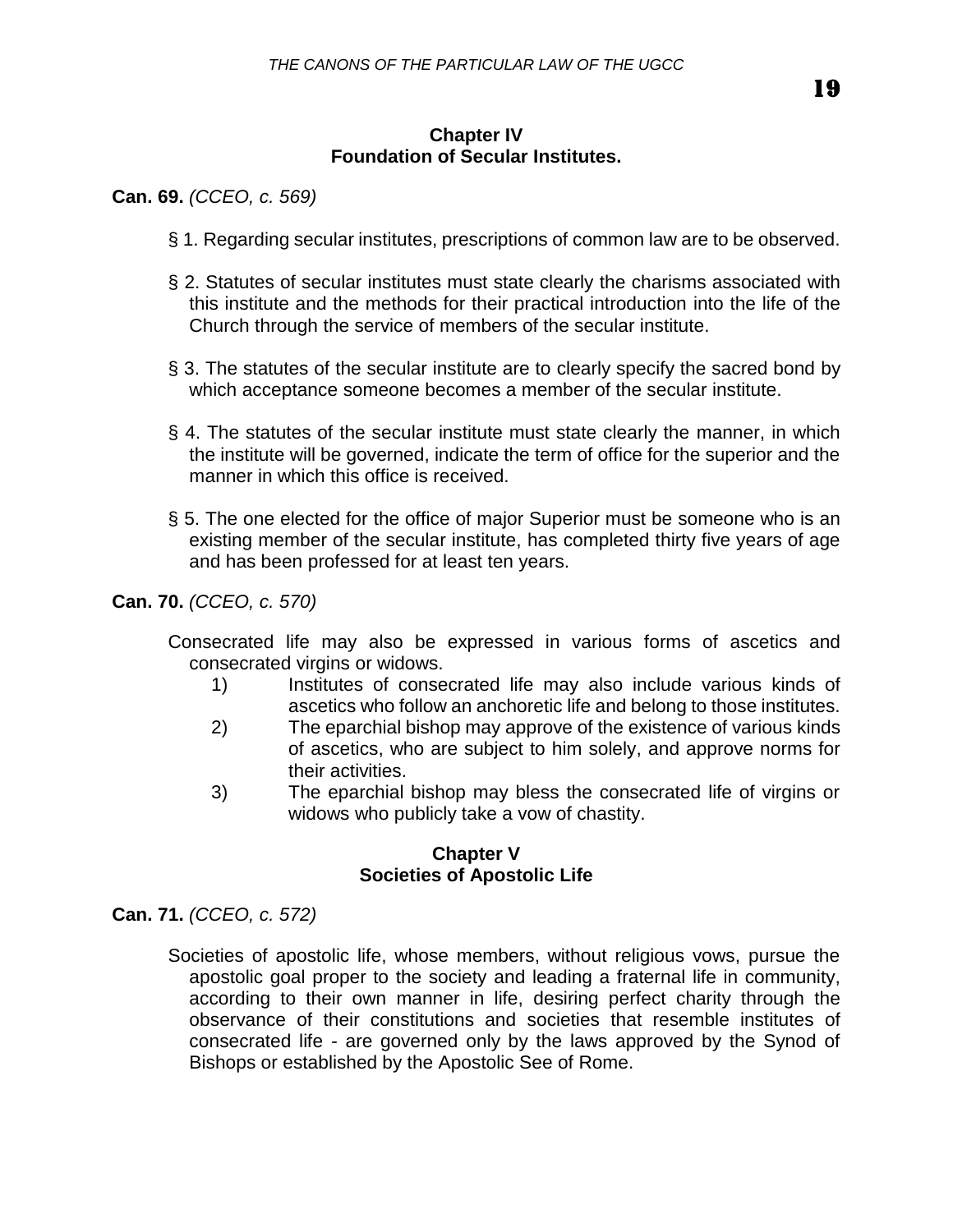## Chapter IV
## Foundation of Secular Institutes.

**Can. 69.** *(CCEO, c. 569)*

§ 1. Regarding secular institutes, prescriptions of common law are to be observed.

§ 2. Statutes of secular institutes must state clearly the charisms associated with this institute and the methods for their practical introduction into the life of the Church through the service of members of the secular institute.

§ 3. The statutes of the secular institute are to clearly specify the sacred bond by which acceptance someone becomes a member of the secular institute.

§ 4. The statutes of the secular institute must state clearly the manner, in which the institute will be governed, indicate the term of office for the superior and the manner in which this office is received.

§ 5. The one elected for the office of major Superior must be someone who is an existing member of the secular institute, has completed thirty five years of age and has been professed for at least ten years.

**Can. 70.** *(CCEO, c. 570)*

Consecrated life may also be expressed in various forms of ascetics and consecrated virgins or widows.

1) Institutes of consecrated life may also include various kinds of ascetics who follow an anchoretic life and belong to those institutes.
2) The eparchial bishop may approve of the existence of various kinds of ascetics, who are subject to him solely, and approve norms for their activities.
3) The eparchial bishop may bless the consecrated life of virgins or widows who publicly take a vow of chastity.

## Chapter V
## Societies of Apostolic Life

**Can. 71.** *(CCEO, c. 572)*

Societies of apostolic life, whose members, without religious vows, pursue the apostolic goal proper to the society and leading a fraternal life in community, according to their own manner in life, desiring perfect charity through the observance of their constitutions and societies that resemble institutes of consecrated life - are governed only by the laws approved by the Synod of Bishops or established by the Apostolic See of Rome.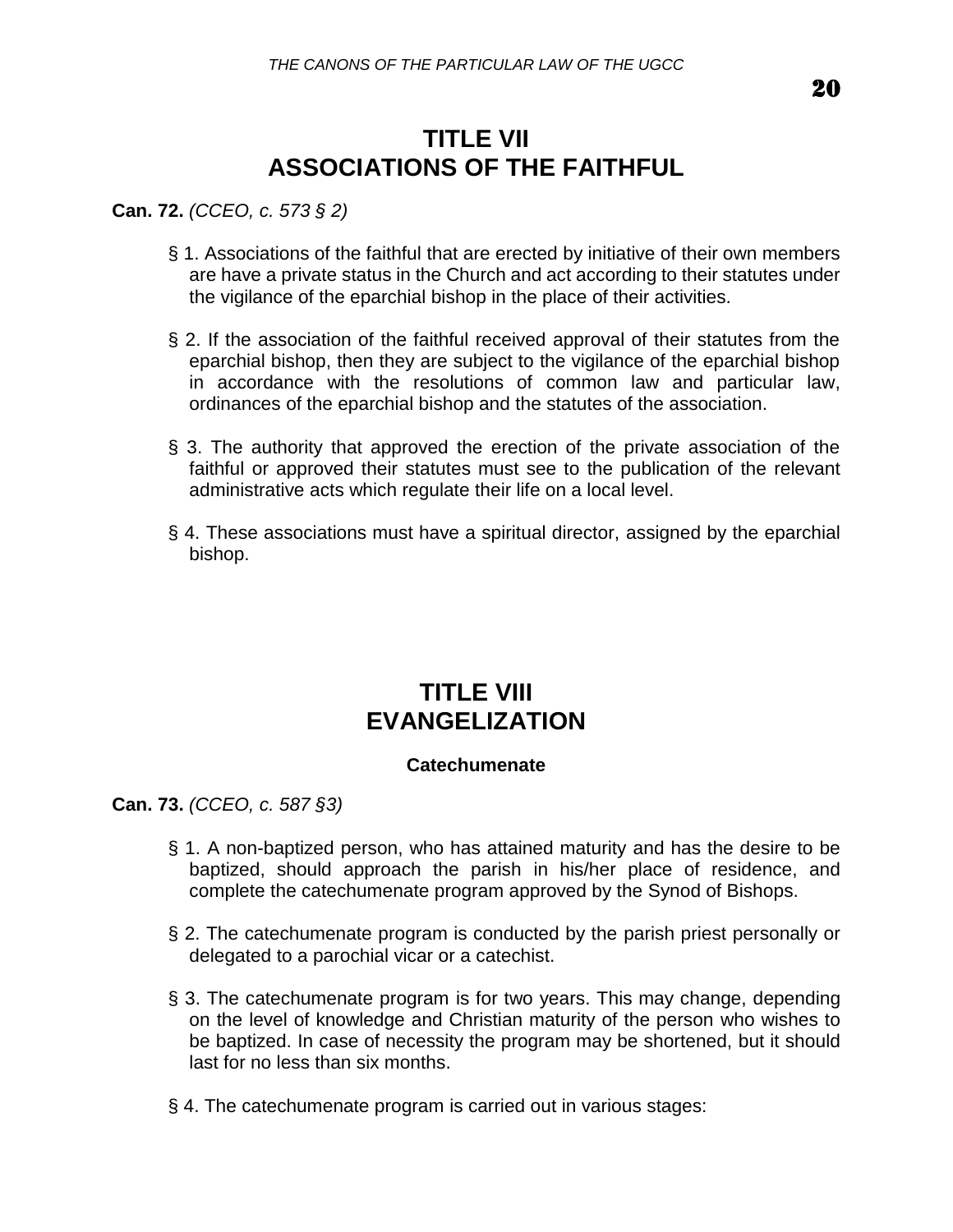# TITLE VII
# ASSOCIATIONS OF THE FAITHFUL

**Can. 72.** *(CCEO, c. 573 § 2)*

§ 1. Associations of the faithful that are erected by initiative of their own members are have a private status in the Church and act according to their statutes under the vigilance of the eparchial bishop in the place of their activities.

§ 2. If the association of the faithful received approval of their statutes from the eparchial bishop, then they are subject to the vigilance of the eparchial bishop in accordance with the resolutions of common law and particular law, ordinances of the eparchial bishop and the statutes of the association.

§ 3. The authority that approved the erection of the private association of the faithful or approved their statutes must see to the publication of the relevant administrative acts which regulate their life on a local level.

§ 4. These associations must have a spiritual director, assigned by the eparchial bishop.

# TITLE VIII
# EVANGELIZATION

### Catechumenate

**Can. 73.** *(CCEO, c. 587 §3)*

§ 1. A non-baptized person, who has attained maturity and has the desire to be baptized, should approach the parish in his/her place of residence, and complete the catechumenate program approved by the Synod of Bishops.

§ 2. The catechumenate program is conducted by the parish priest personally or delegated to a parochial vicar or a catechist.

§ 3. The catechumenate program is for two years. This may change, depending on the level of knowledge and Christian maturity of the person who wishes to be baptized. In case of necessity the program may be shortened, but it should last for no less than six months.

§ 4. The catechumenate program is carried out in various stages: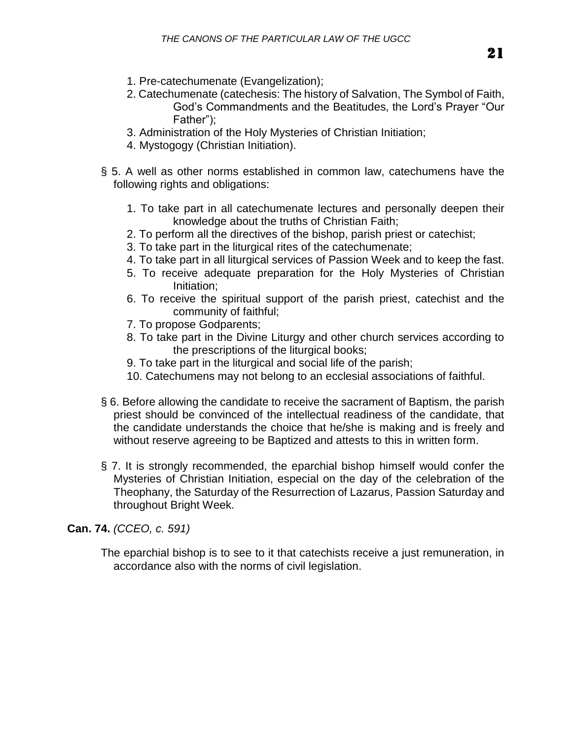1. Pre-catechumenate (Evangelization);
2. Catechumenate (catechesis: The history of Salvation, The Symbol of Faith, God's Commandments and the Beatitudes, the Lord's Prayer "Our Father");
3. Administration of the Holy Mysteries of Christian Initiation;
4. Mystogogy (Christian Initiation).

§ 5. A well as other norms established in common law, catechumens have the following rights and obligations:

1. To take part in all catechumenate lectures and personally deepen their knowledge about the truths of Christian Faith;
2. To perform all the directives of the bishop, parish priest or catechist;
3. To take part in the liturgical rites of the catechumenate;
4. To take part in all liturgical services of Passion Week and to keep the fast.
5. To receive adequate preparation for the Holy Mysteries of Christian Initiation;
6. To receive the spiritual support of the parish priest, catechist and the community of faithful;
7. To propose Godparents;
8. To take part in the Divine Liturgy and other church services according to the prescriptions of the liturgical books;
9. To take part in the liturgical and social life of the parish;
10. Catechumens may not belong to an ecclesial associations of faithful.

§ 6. Before allowing the candidate to receive the sacrament of Baptism, the parish priest should be convinced of the intellectual readiness of the candidate, that the candidate understands the choice that he/she is making and is freely and without reserve agreeing to be Baptized and attests to this in written form.

§ 7. It is strongly recommended, the eparchial bishop himself would confer the Mysteries of Christian Initiation, especial on the day of the celebration of the Theophany, the Saturday of the Resurrection of Lazarus, Passion Saturday and throughout Bright Week.

**Can. 74.** *(CCEO, c. 591)*

The eparchial bishop is to see to it that catechists receive a just remuneration, in accordance also with the norms of civil legislation.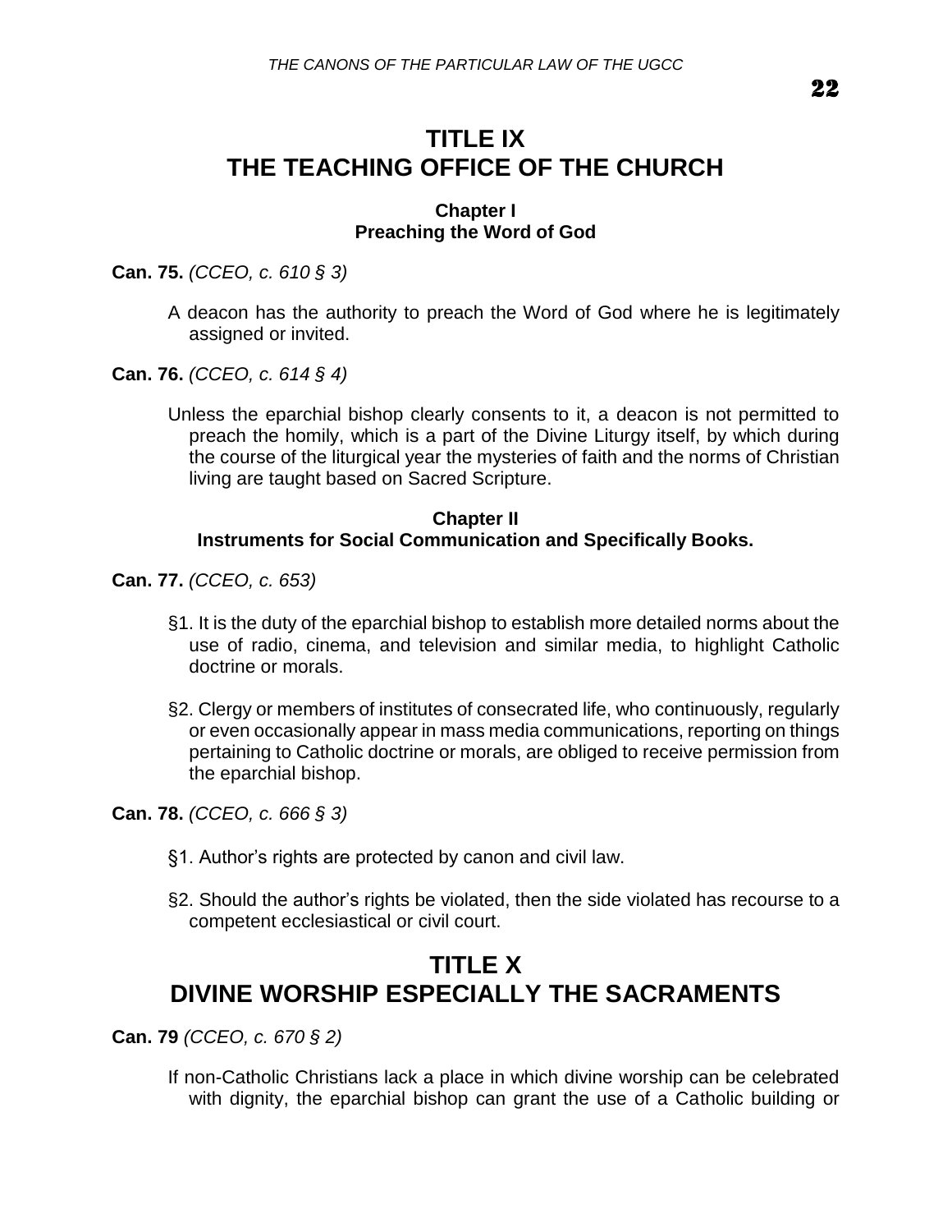# TITLE IX
# THE TEACHING OFFICE OF THE CHURCH

### Chapter I
### Preaching the Word of God

**Can. 75.** *(CCEO, c. 610 § 3)*

A deacon has the authority to preach the Word of God where he is legitimately assigned or invited.

**Can. 76.** *(CCEO, c. 614 § 4)*

Unless the eparchial bishop clearly consents to it, a deacon is not permitted to preach the homily, which is a part of the Divine Liturgy itself, by which during the course of the liturgical year the mysteries of faith and the norms of Christian living are taught based on Sacred Scripture.

### Chapter II
### Instruments for Social Communication and Specifically Books.

**Can. 77.** *(CCEO, c. 653)*

§1. It is the duty of the eparchial bishop to establish more detailed norms about the use of radio, cinema, and television and similar media, to highlight Catholic doctrine or morals.

§2. Clergy or members of institutes of consecrated life, who continuously, regularly or even occasionally appear in mass media communications, reporting on things pertaining to Catholic doctrine or morals, are obliged to receive permission from the eparchial bishop.

**Can. 78.** *(CCEO, c. 666 § 3)*

§1. Author's rights are protected by canon and civil law.

§2. Should the author's rights be violated, then the side violated has recourse to a competent ecclesiastical or civil court.

# TITLE X
# DIVINE WORSHIP ESPECIALLY THE SACRAMENTS

**Can. 79** *(CCEO, c. 670 § 2)*

If non-Catholic Christians lack a place in which divine worship can be celebrated with dignity, the eparchial bishop can grant the use of a Catholic building or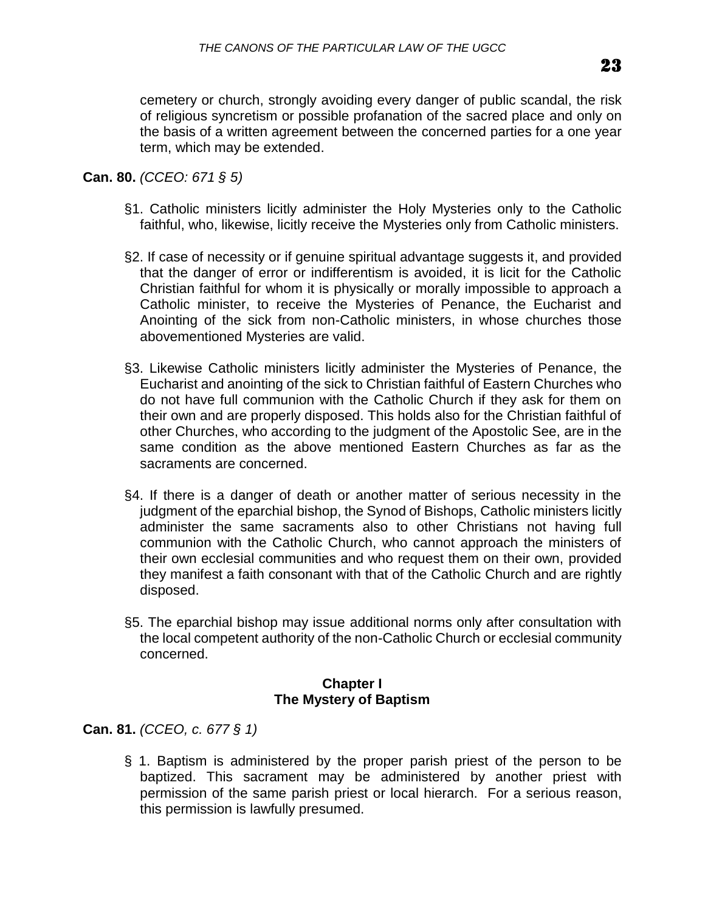cemetery or church, strongly avoiding every danger of public scandal, the risk of religious syncretism or possible profanation of the sacred place and only on the basis of a written agreement between the concerned parties for a one year term, which may be extended.

**Can. 80.** *(CCEO: 671 § 5)*

§1. Catholic ministers licitly administer the Holy Mysteries only to the Catholic faithful, who, likewise, licitly receive the Mysteries only from Catholic ministers.

§2. If case of necessity or if genuine spiritual advantage suggests it, and provided that the danger of error or indifferentism is avoided, it is licit for the Catholic Christian faithful for whom it is physically or morally impossible to approach a Catholic minister, to receive the Mysteries of Penance, the Eucharist and Anointing of the sick from non-Catholic ministers, in whose churches those abovementioned Mysteries are valid.

§3. Likewise Catholic ministers licitly administer the Mysteries of Penance, the Eucharist and anointing of the sick to Christian faithful of Eastern Churches who do not have full communion with the Catholic Church if they ask for them on their own and are properly disposed. This holds also for the Christian faithful of other Churches, who according to the judgment of the Apostolic See, are in the same condition as the above mentioned Eastern Churches as far as the sacraments are concerned.

§4. If there is a danger of death or another matter of serious necessity in the judgment of the eparchial bishop, the Synod of Bishops, Catholic ministers licitly administer the same sacraments also to other Christians not having full communion with the Catholic Church, who cannot approach the ministers of their own ecclesial communities and who request them on their own, provided they manifest a faith consonant with that of the Catholic Church and are rightly disposed.

§5. The eparchial bishop may issue additional norms only after consultation with the local competent authority of the non-Catholic Church or ecclesial community concerned.

## Chapter I
## The Mystery of Baptism

**Can. 81.** *(CCEO, c. 677 § 1)*

§ 1. Baptism is administered by the proper parish priest of the person to be baptized. This sacrament may be administered by another priest with permission of the same parish priest or local hierarch. For a serious reason, this permission is lawfully presumed.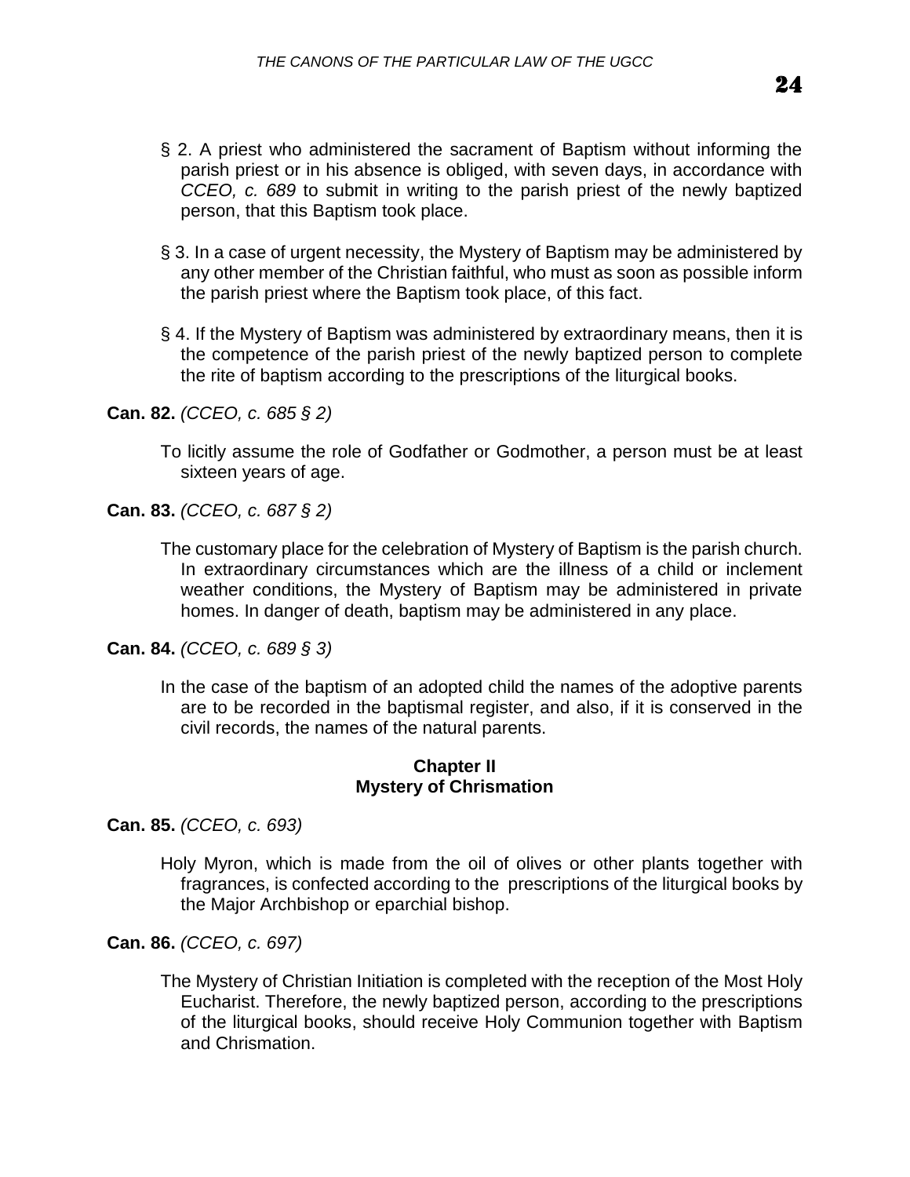§ 2. A priest who administered the sacrament of Baptism without informing the parish priest or in his absence is obliged, with seven days, in accordance with *CCEO, c. 689* to submit in writing to the parish priest of the newly baptized person, that this Baptism took place.

§ 3. In a case of urgent necessity, the Mystery of Baptism may be administered by any other member of the Christian faithful, who must as soon as possible inform the parish priest where the Baptism took place, of this fact.

§ 4. If the Mystery of Baptism was administered by extraordinary means, then it is the competence of the parish priest of the newly baptized person to complete the rite of baptism according to the prescriptions of the liturgical books.

**Can. 82.** *(CCEO, c. 685 § 2)*

To licitly assume the role of Godfather or Godmother, a person must be at least sixteen years of age.

**Can. 83.** *(CCEO, c. 687 § 2)*

The customary place for the celebration of Mystery of Baptism is the parish church. In extraordinary circumstances which are the illness of a child or inclement weather conditions, the Mystery of Baptism may be administered in private homes. In danger of death, baptism may be administered in any place.

**Can. 84.** *(CCEO, c. 689 § 3)*

In the case of the baptism of an adopted child the names of the adoptive parents are to be recorded in the baptismal register, and also, if it is conserved in the civil records, the names of the natural parents.

## Chapter II
## Mystery of Chrismation

**Can. 85.** *(CCEO, c. 693)*

Holy Myron, which is made from the oil of olives or other plants together with fragrances, is confected according to the prescriptions of the liturgical books by the Major Archbishop or eparchial bishop.

**Can. 86.** *(CCEO, c. 697)*

The Mystery of Christian Initiation is completed with the reception of the Most Holy Eucharist. Therefore, the newly baptized person, according to the prescriptions of the liturgical books, should receive Holy Communion together with Baptism and Chrismation.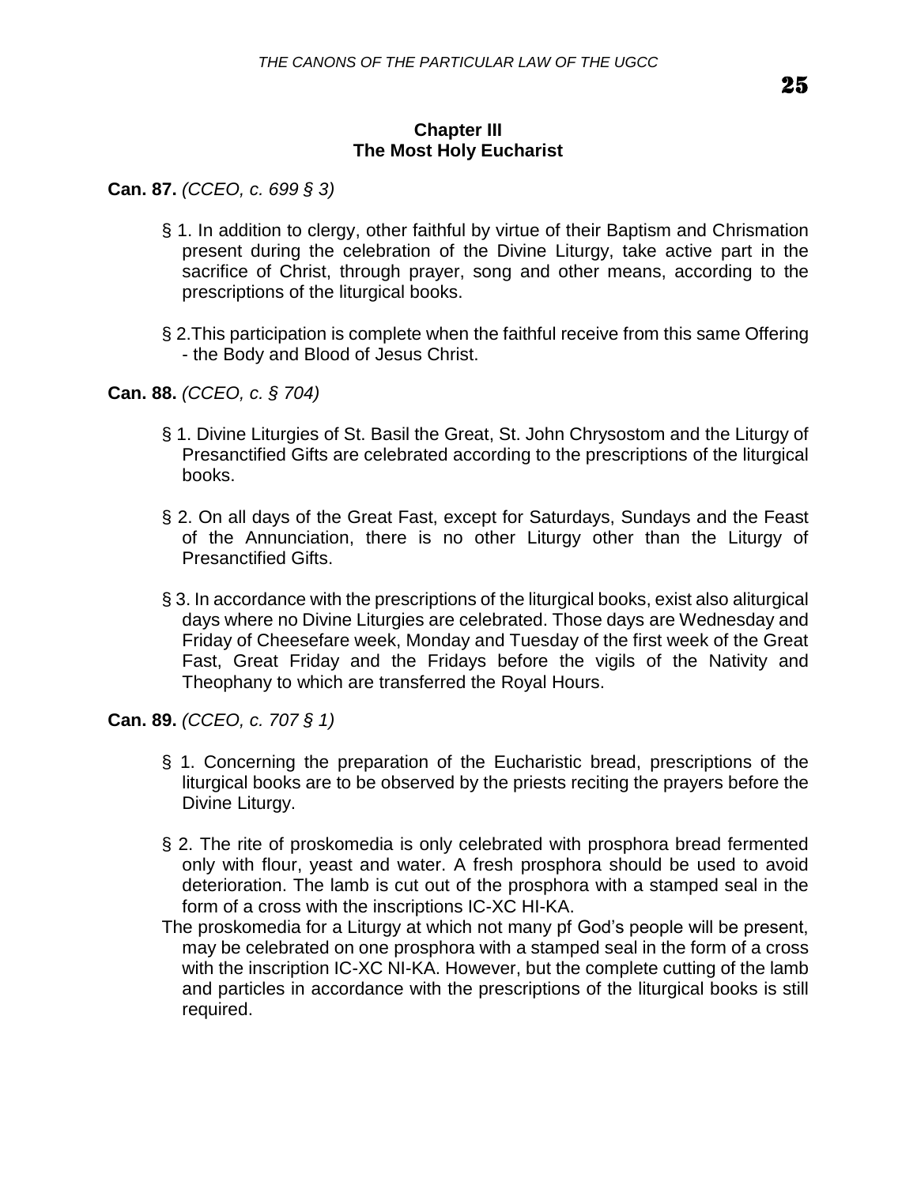## Chapter III
## The Most Holy Eucharist

**Can. 87.** *(CCEO, c. 699 § 3)*

§ 1. In addition to clergy, other faithful by virtue of their Baptism and Chrismation present during the celebration of the Divine Liturgy, take active part in the sacrifice of Christ, through prayer, song and other means, according to the prescriptions of the liturgical books.

§ 2.This participation is complete when the faithful receive from this same Offering - the Body and Blood of Jesus Christ.

**Can. 88.** *(CCEO, c. § 704)*

§ 1. Divine Liturgies of St. Basil the Great, St. John Chrysostom and the Liturgy of Presanctified Gifts are celebrated according to the prescriptions of the liturgical books.

§ 2. On all days of the Great Fast, except for Saturdays, Sundays and the Feast of the Annunciation, there is no other Liturgy other than the Liturgy of Presanctified Gifts.

§ 3. In accordance with the prescriptions of the liturgical books, exist also aliturgical days where no Divine Liturgies are celebrated. Those days are Wednesday and Friday of Cheesefare week, Monday and Tuesday of the first week of the Great Fast, Great Friday and the Fridays before the vigils of the Nativity and Theophany to which are transferred the Royal Hours.

**Can. 89.** *(CCEO, c. 707 § 1)*

§ 1. Concerning the preparation of the Eucharistic bread, prescriptions of the liturgical books are to be observed by the priests reciting the prayers before the Divine Liturgy.

§ 2. The rite of proskomedia is only celebrated with prosphora bread fermented only with flour, yeast and water. A fresh prosphora should be used to avoid deterioration. The lamb is cut out of the prosphora with a stamped seal in the form of a cross with the inscriptions IC-XC HI-KA.

The proskomedia for a Liturgy at which not many pf God's people will be present, may be celebrated on one prosphora with a stamped seal in the form of a cross with the inscription IC-XC NI-KA. However, but the complete cutting of the lamb and particles in accordance with the prescriptions of the liturgical books is still required.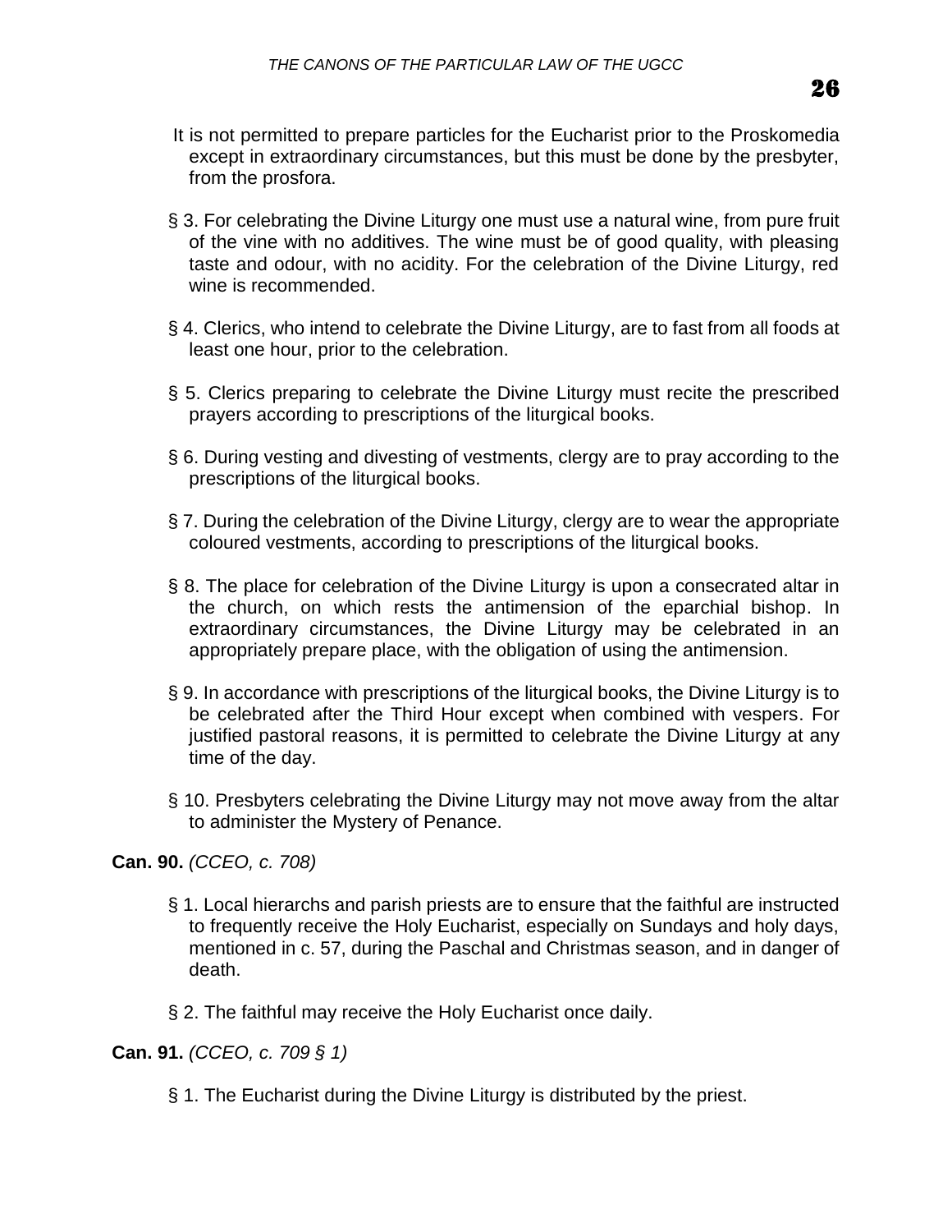It is not permitted to prepare particles for the Eucharist prior to the Proskomedia except in extraordinary circumstances, but this must be done by the presbyter, from the prosfora.

§ 3. For celebrating the Divine Liturgy one must use a natural wine, from pure fruit of the vine with no additives. The wine must be of good quality, with pleasing taste and odour, with no acidity. For the celebration of the Divine Liturgy, red wine is recommended.

§ 4. Clerics, who intend to celebrate the Divine Liturgy, are to fast from all foods at least one hour, prior to the celebration.

§ 5. Clerics preparing to celebrate the Divine Liturgy must recite the prescribed prayers according to prescriptions of the liturgical books.

§ 6. During vesting and divesting of vestments, clergy are to pray according to the prescriptions of the liturgical books.

§ 7. During the celebration of the Divine Liturgy, clergy are to wear the appropriate coloured vestments, according to prescriptions of the liturgical books.

§ 8. The place for celebration of the Divine Liturgy is upon a consecrated altar in the church, on which rests the antimension of the eparchial bishop. In extraordinary circumstances, the Divine Liturgy may be celebrated in an appropriately prepare place, with the obligation of using the antimension.

§ 9. In accordance with prescriptions of the liturgical books, the Divine Liturgy is to be celebrated after the Third Hour except when combined with vespers. For justified pastoral reasons, it is permitted to celebrate the Divine Liturgy at any time of the day.

§ 10. Presbyters celebrating the Divine Liturgy may not move away from the altar to administer the Mystery of Penance.

**Can. 90.** *(CCEO, c. 708)*

§ 1. Local hierarchs and parish priests are to ensure that the faithful are instructed to frequently receive the Holy Eucharist, especially on Sundays and holy days, mentioned in c. 57, during the Paschal and Christmas season, and in danger of death.

§ 2. The faithful may receive the Holy Eucharist once daily.

**Can. 91.** *(CCEO, c. 709 § 1)*

§ 1. The Eucharist during the Divine Liturgy is distributed by the priest.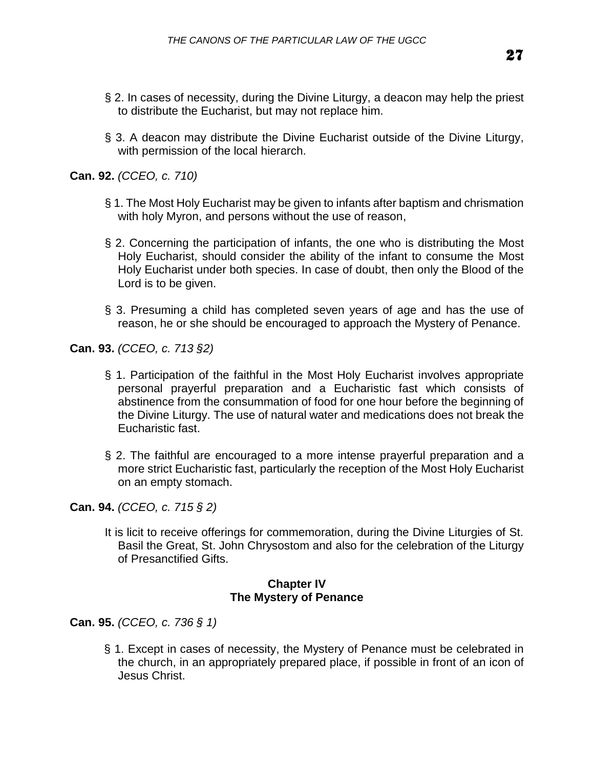§ 2. In cases of necessity, during the Divine Liturgy, a deacon may help the priest to distribute the Eucharist, but may not replace him.

§ 3. A deacon may distribute the Divine Eucharist outside of the Divine Liturgy, with permission of the local hierarch.

**Can. 92.** *(CCEO, c. 710)*

§ 1. The Most Holy Eucharist may be given to infants after baptism and chrismation with holy Myron, and persons without the use of reason,

§ 2. Concerning the participation of infants, the one who is distributing the Most Holy Eucharist, should consider the ability of the infant to consume the Most Holy Eucharist under both species. In case of doubt, then only the Blood of the Lord is to be given.

§ 3. Presuming a child has completed seven years of age and has the use of reason, he or she should be encouraged to approach the Mystery of Penance.

**Can. 93.** *(CCEO, c. 713 §2)*

§ 1. Participation of the faithful in the Most Holy Eucharist involves appropriate personal prayerful preparation and a Eucharistic fast which consists of abstinence from the consummation of food for one hour before the beginning of the Divine Liturgy. The use of natural water and medications does not break the Eucharistic fast.

§ 2. The faithful are encouraged to a more intense prayerful preparation and a more strict Eucharistic fast, particularly the reception of the Most Holy Eucharist on an empty stomach.

**Can. 94.** *(CCEO, c. 715 § 2)*

It is licit to receive offerings for commemoration, during the Divine Liturgies of St. Basil the Great, St. John Chrysostom and also for the celebration of the Liturgy of Presanctified Gifts.

## Chapter IV
## The Mystery of Penance

**Can. 95.** *(CCEO, c. 736 § 1)*

§ 1. Except in cases of necessity, the Mystery of Penance must be celebrated in the church, in an appropriately prepared place, if possible in front of an icon of Jesus Christ.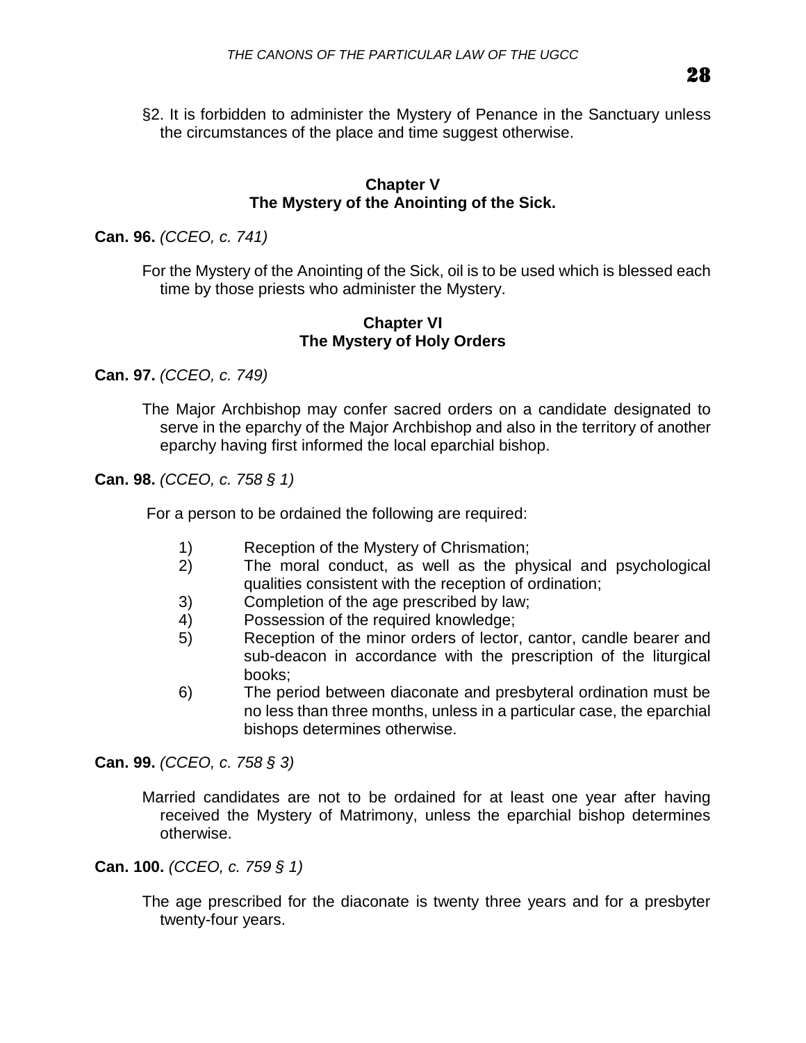§2. It is forbidden to administer the Mystery of Penance in the Sanctuary unless the circumstances of the place and time suggest otherwise.

## Chapter V
## The Mystery of the Anointing of the Sick.

**Can. 96.** *(CCEO, c. 741)*

For the Mystery of the Anointing of the Sick, oil is to be used which is blessed each time by those priests who administer the Mystery.

## Chapter VI
## The Mystery of Holy Orders

**Can. 97.** *(CCEO, c. 749)*

The Major Archbishop may confer sacred orders on a candidate designated to serve in the eparchy of the Major Archbishop and also in the territory of another eparchy having first informed the local eparchial bishop.

**Can. 98.** *(CCEO, c. 758 § 1)*

For a person to be ordained the following are required:

1) Reception of the Mystery of Chrismation;
2) The moral conduct, as well as the physical and psychological qualities consistent with the reception of ordination;
3) Completion of the age prescribed by law;
4) Possession of the required knowledge;
5) Reception of the minor orders of lector, cantor, candle bearer and sub-deacon in accordance with the prescription of the liturgical books;
6) The period between diaconate and presbyteral ordination must be no less than three months, unless in a particular case, the eparchial bishops determines otherwise.

**Can. 99.** *(CCEO, c. 758 § 3)*

Married candidates are not to be ordained for at least one year after having received the Mystery of Matrimony, unless the eparchial bishop determines otherwise.

**Can. 100.** *(CCEO, c. 759 § 1)*

The age prescribed for the diaconate is twenty three years and for a presbyter twenty-four years.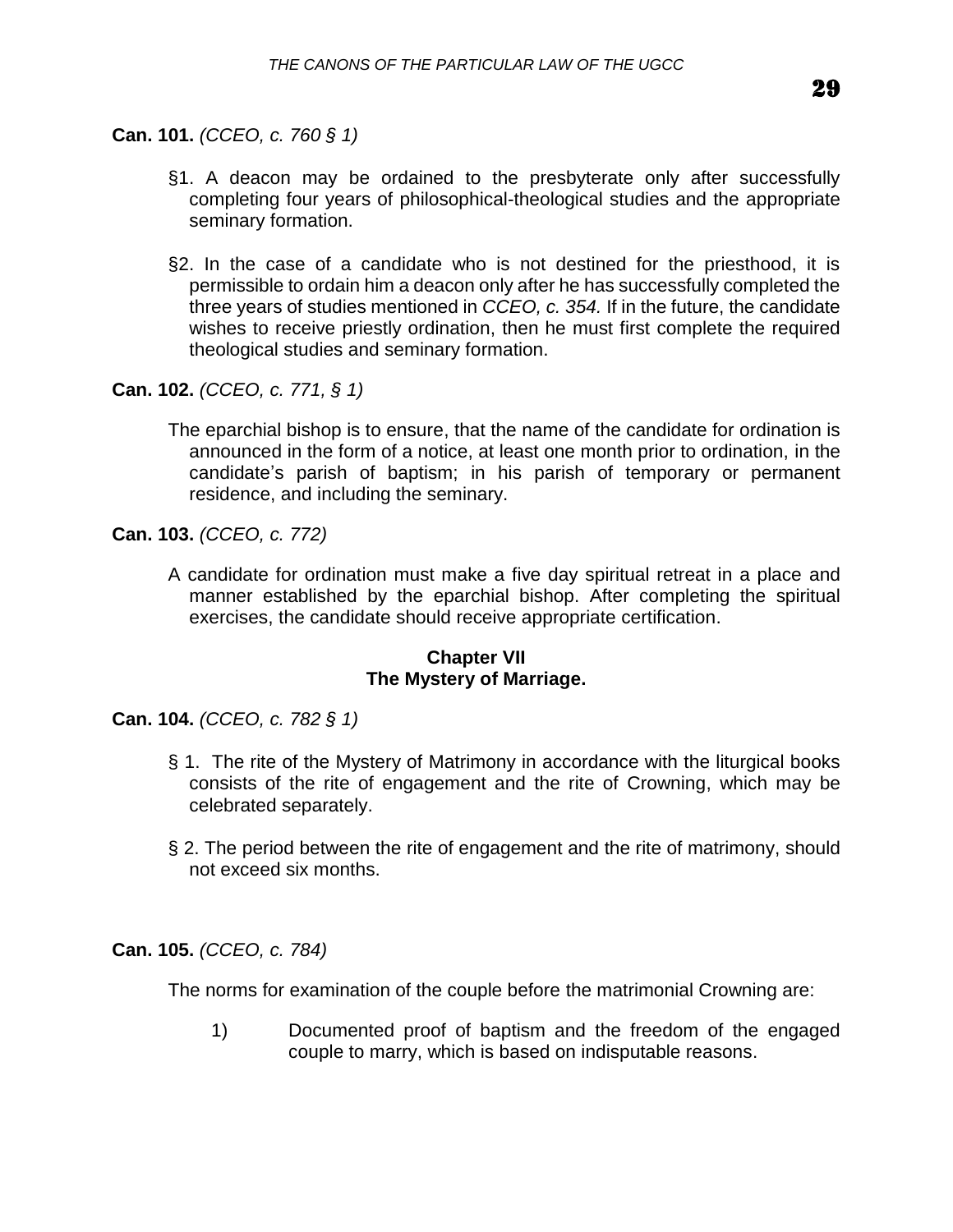**Can. 101.** *(CCEO, c. 760 § 1)*

§1. A deacon may be ordained to the presbyterate only after successfully completing four years of philosophical-theological studies and the appropriate seminary formation.

§2. In the case of a candidate who is not destined for the priesthood, it is permissible to ordain him a deacon only after he has successfully completed the three years of studies mentioned in *CCEO, c. 354.* If in the future, the candidate wishes to receive priestly ordination, then he must first complete the required theological studies and seminary formation.

**Can. 102.** *(CCEO, c. 771, § 1)*

The eparchial bishop is to ensure, that the name of the candidate for ordination is announced in the form of a notice, at least one month prior to ordination, in the candidate's parish of baptism; in his parish of temporary or permanent residence, and including the seminary.

**Can. 103.** *(CCEO, c. 772)*

A candidate for ordination must make a five day spiritual retreat in a place and manner established by the eparchial bishop. After completing the spiritual exercises, the candidate should receive appropriate certification.

## Chapter VII
## The Mystery of Marriage.

**Can. 104.** *(CCEO, c. 782 § 1)*

§ 1. The rite of the Mystery of Matrimony in accordance with the liturgical books consists of the rite of engagement and the rite of Crowning, which may be celebrated separately.

§ 2. The period between the rite of engagement and the rite of matrimony, should not exceed six months.

**Can. 105.** *(CCEO, c. 784)*

The norms for examination of the couple before the matrimonial Crowning are:

1) Documented proof of baptism and the freedom of the engaged couple to marry, which is based on indisputable reasons.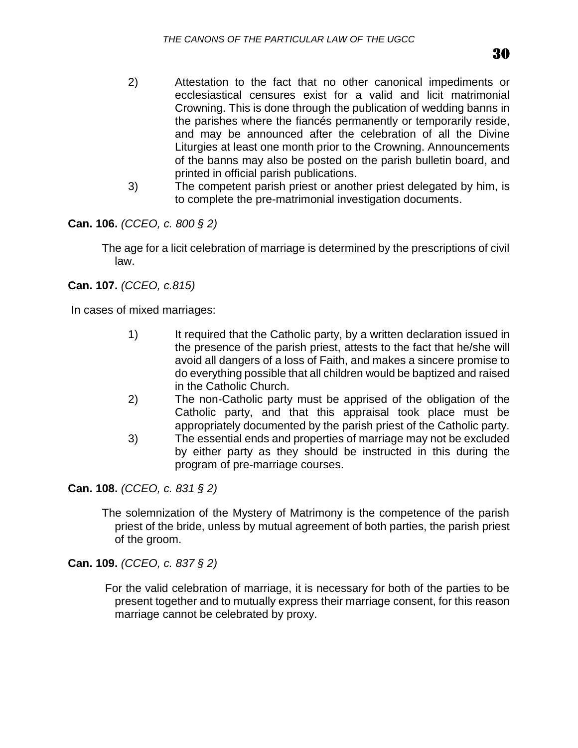2) Attestation to the fact that no other canonical impediments or ecclesiastical censures exist for a valid and licit matrimonial Crowning. This is done through the publication of wedding banns in the parishes where the fiancés permanently or temporarily reside, and may be announced after the celebration of all the Divine Liturgies at least one month prior to the Crowning. Announcements of the banns may also be posted on the parish bulletin board, and printed in official parish publications.
3) The competent parish priest or another priest delegated by him, is to complete the pre-matrimonial investigation documents.

**Can. 106.** *(CCEO, c. 800 § 2)*

The age for a licit celebration of marriage is determined by the prescriptions of civil law.

**Can. 107.** *(CCEO, c.815)*

In cases of mixed marriages:

1) It required that the Catholic party, by a written declaration issued in the presence of the parish priest, attests to the fact that he/she will avoid all dangers of a loss of Faith, and makes a sincere promise to do everything possible that all children would be baptized and raised in the Catholic Church.
2) The non-Catholic party must be apprised of the obligation of the Catholic party, and that this appraisal took place must be appropriately documented by the parish priest of the Catholic party.
3) The essential ends and properties of marriage may not be excluded by either party as they should be instructed in this during the program of pre-marriage courses.

**Can. 108.** *(CCEO, c. 831 § 2)*

The solemnization of the Mystery of Matrimony is the competence of the parish priest of the bride, unless by mutual agreement of both parties, the parish priest of the groom.

**Can. 109.** *(CCEO, c. 837 § 2)*

For the valid celebration of marriage, it is necessary for both of the parties to be present together and to mutually express their marriage consent, for this reason marriage cannot be celebrated by proxy.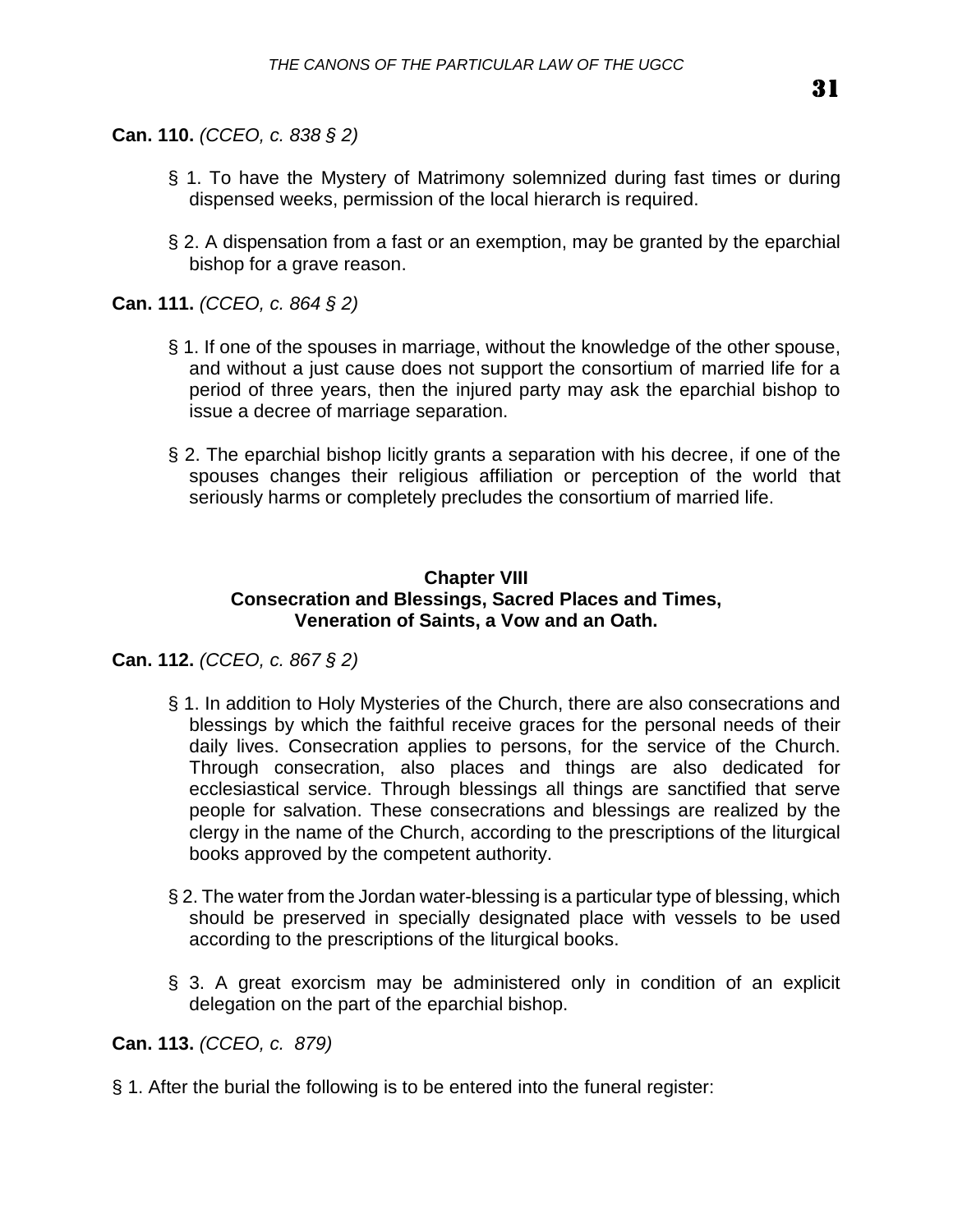**Can. 110.** *(CCEO, c. 838 § 2)*

§ 1. To have the Mystery of Matrimony solemnized during fast times or during dispensed weeks, permission of the local hierarch is required.

§ 2. A dispensation from a fast or an exemption, may be granted by the eparchial bishop for a grave reason.

**Can. 111.** *(CCEO, c. 864 § 2)*

§ 1. If one of the spouses in marriage, without the knowledge of the other spouse, and without a just cause does not support the consortium of married life for a period of three years, then the injured party may ask the eparchial bishop to issue a decree of marriage separation.

§ 2. The eparchial bishop licitly grants a separation with his decree, if one of the spouses changes their religious affiliation or perception of the world that seriously harms or completely precludes the consortium of married life.

## Chapter VIII
## Consecration and Blessings, Sacred Places and Times, Veneration of Saints, a Vow and an Oath.

**Can. 112.** *(CCEO, c. 867 § 2)*

§ 1. In addition to Holy Mysteries of the Church, there are also consecrations and blessings by which the faithful receive graces for the personal needs of their daily lives. Consecration applies to persons, for the service of the Church. Through consecration, also places and things are also dedicated for ecclesiastical service. Through blessings all things are sanctified that serve people for salvation. These consecrations and blessings are realized by the clergy in the name of the Church, according to the prescriptions of the liturgical books approved by the competent authority.

§ 2. The water from the Jordan water-blessing is a particular type of blessing, which should be preserved in specially designated place with vessels to be used according to the prescriptions of the liturgical books.

§ 3. A great exorcism may be administered only in condition of an explicit delegation on the part of the eparchial bishop.

**Can. 113.** *(CCEO, c. 879)*

§ 1. After the burial the following is to be entered into the funeral register: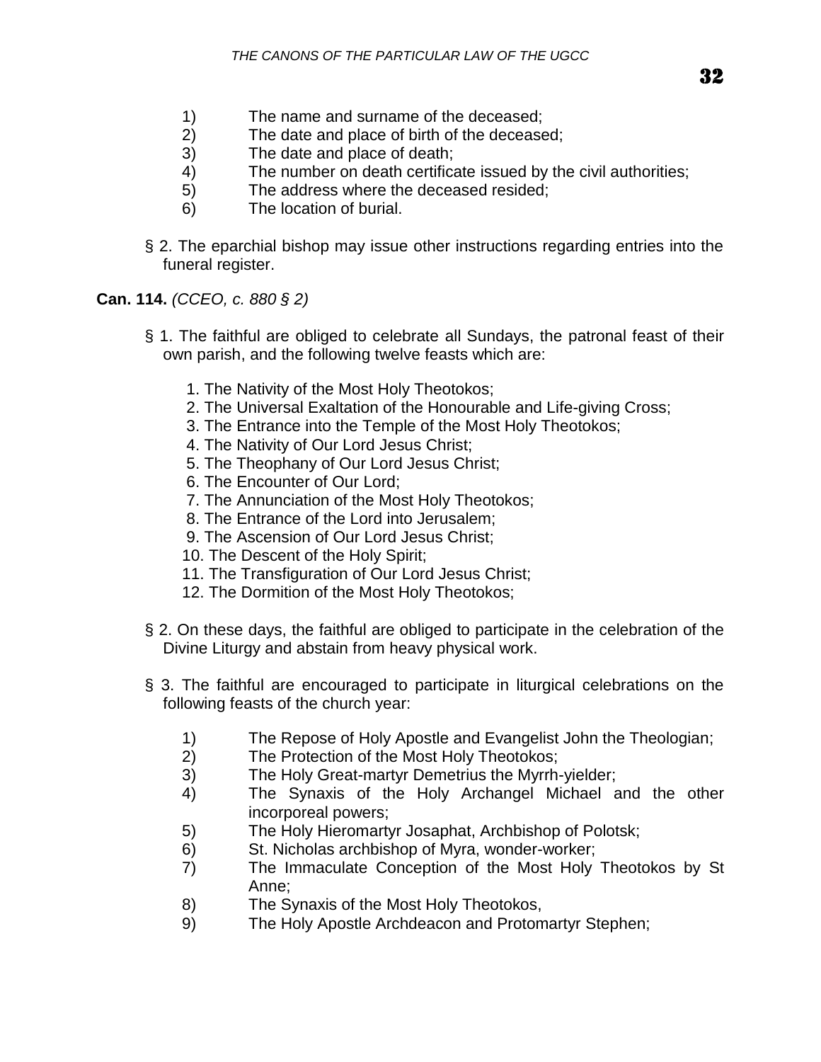1) The name and surname of the deceased;
2) The date and place of birth of the deceased;
3) The date and place of death;
4) The number on death certificate issued by the civil authorities;
5) The address where the deceased resided;
6) The location of burial.

§ 2. The eparchial bishop may issue other instructions regarding entries into the funeral register.

**Can. 114.** *(CCEO, c. 880 § 2)*

§ 1. The faithful are obliged to celebrate all Sundays, the patronal feast of their own parish, and the following twelve feasts which are:

1. The Nativity of the Most Holy Theotokos;
2. The Universal Exaltation of the Honourable and Life-giving Cross;
3. The Entrance into the Temple of the Most Holy Theotokos;
4. The Nativity of Our Lord Jesus Christ;
5. The Theophany of Our Lord Jesus Christ;
6. The Encounter of Our Lord;
7. The Annunciation of the Most Holy Theotokos;
8. The Entrance of the Lord into Jerusalem;
9. The Ascension of Our Lord Jesus Christ;
10. The Descent of the Holy Spirit;
11. The Transfiguration of Our Lord Jesus Christ;
12. The Dormition of the Most Holy Theotokos;

§ 2. On these days, the faithful are obliged to participate in the celebration of the Divine Liturgy and abstain from heavy physical work.

§ 3. The faithful are encouraged to participate in liturgical celebrations on the following feasts of the church year:

1) The Repose of Holy Apostle and Evangelist John the Theologian;
2) The Protection of the Most Holy Theotokos;
3) The Holy Great-martyr Demetrius the Myrrh-yielder;
4) The Synaxis of the Holy Archangel Michael and the other incorporeal powers;
5) The Holy Hieromartyr Josaphat, Archbishop of Polotsk;
6) St. Nicholas archbishop of Myra, wonder-worker;
7) The Immaculate Conception of the Most Holy Theotokos by St Anne;
8) The Synaxis of the Most Holy Theotokos,
9) The Holy Apostle Archdeacon and Protomartyr Stephen;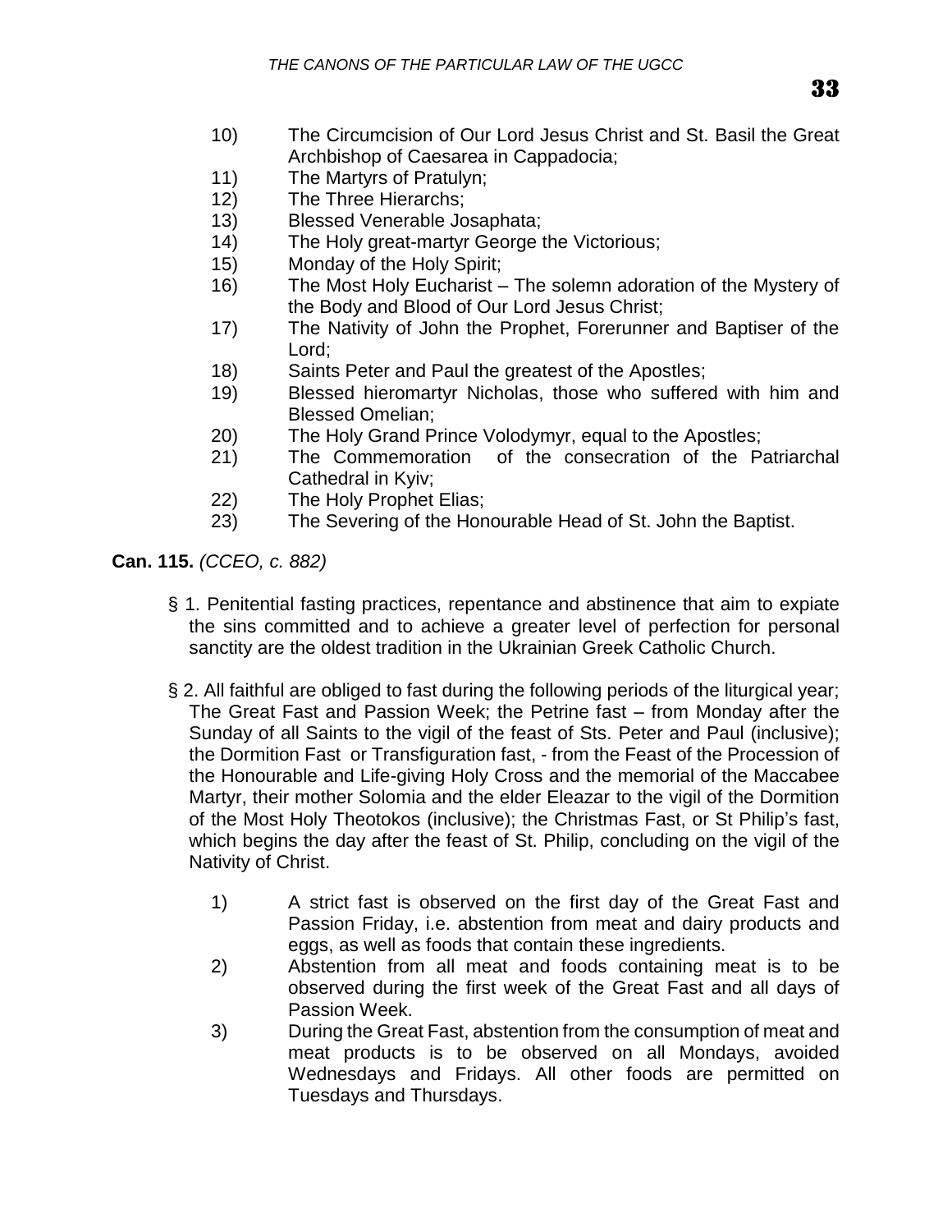10) The Circumcision of Our Lord Jesus Christ and St. Basil the Great Archbishop of Caesarea in Cappadocia;
11) The Martyrs of Pratulyn;
12) The Three Hierarchs;
13) Blessed Venerable Josaphata;
14) The Holy great-martyr George the Victorious;
15) Monday of the Holy Spirit;
16) The Most Holy Eucharist – The solemn adoration of the Mystery of the Body and Blood of Our Lord Jesus Christ;
17) The Nativity of John the Prophet, Forerunner and Baptiser of the Lord;
18) Saints Peter and Paul the greatest of the Apostles;
19) Blessed hieromartyr Nicholas, those who suffered with him and Blessed Omelian;
20) The Holy Grand Prince Volodymyr, equal to the Apostles;
21) The Commemoration of the consecration of the Patriarchal Cathedral in Kyiv;
22) The Holy Prophet Elias;
23) The Severing of the Honourable Head of St. John the Baptist.

**Can. 115.** *(CCEO, c. 882)*

§ 1. Penitential fasting practices, repentance and abstinence that aim to expiate the sins committed and to achieve a greater level of perfection for personal sanctity are the oldest tradition in the Ukrainian Greek Catholic Church.

§ 2. All faithful are obliged to fast during the following periods of the liturgical year; The Great Fast and Passion Week; the Petrine fast – from Monday after the Sunday of all Saints to the vigil of the feast of Sts. Peter and Paul (inclusive); the Dormition Fast or Transfiguration fast, - from the Feast of the Procession of the Honourable and Life-giving Holy Cross and the memorial of the Maccabee Martyr, their mother Solomia and the elder Eleazar to the vigil of the Dormition of the Most Holy Theotokos (inclusive); the Christmas Fast, or St Philip's fast, which begins the day after the feast of St. Philip, concluding on the vigil of the Nativity of Christ.

1) A strict fast is observed on the first day of the Great Fast and Passion Friday, i.e. abstention from meat and dairy products and eggs, as well as foods that contain these ingredients.
2) Abstention from all meat and foods containing meat is to be observed during the first week of the Great Fast and all days of Passion Week.
3) During the Great Fast, abstention from the consumption of meat and meat products is to be observed on all Mondays, avoided Wednesdays and Fridays. All other foods are permitted on Tuesdays and Thursdays.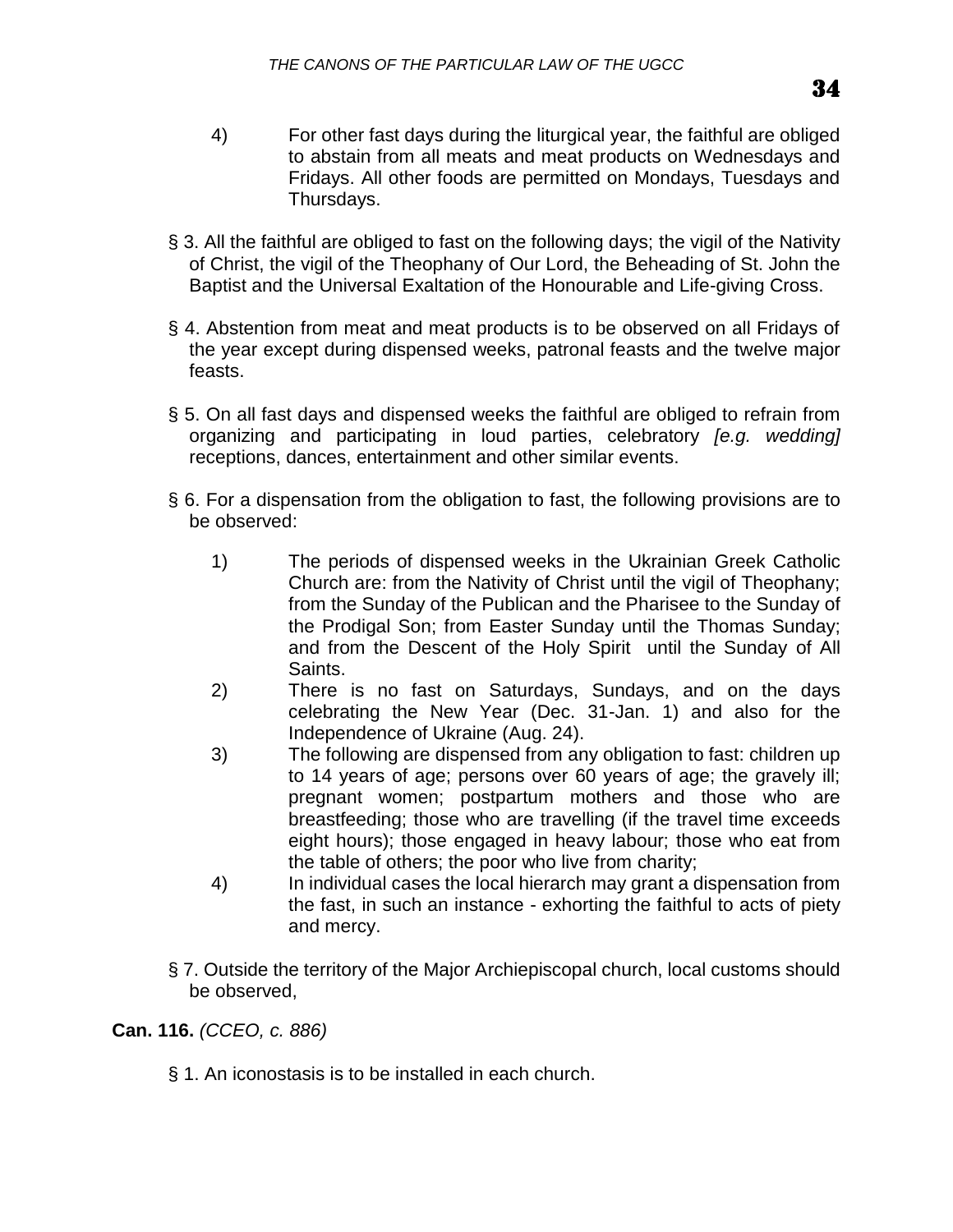4) For other fast days during the liturgical year, the faithful are obliged to abstain from all meats and meat products on Wednesdays and Fridays. All other foods are permitted on Mondays, Tuesdays and Thursdays.

§ 3. All the faithful are obliged to fast on the following days; the vigil of the Nativity of Christ, the vigil of the Theophany of Our Lord, the Beheading of St. John the Baptist and the Universal Exaltation of the Honourable and Life-giving Cross.

§ 4. Abstention from meat and meat products is to be observed on all Fridays of the year except during dispensed weeks, patronal feasts and the twelve major feasts.

§ 5. On all fast days and dispensed weeks the faithful are obliged to refrain from organizing and participating in loud parties, celebratory *[e.g. wedding]* receptions, dances, entertainment and other similar events.

§ 6. For a dispensation from the obligation to fast, the following provisions are to be observed:

1) The periods of dispensed weeks in the Ukrainian Greek Catholic Church are: from the Nativity of Christ until the vigil of Theophany; from the Sunday of the Publican and the Pharisee to the Sunday of the Prodigal Son; from Easter Sunday until the Thomas Sunday; and from the Descent of the Holy Spirit until the Sunday of All Saints.
2) There is no fast on Saturdays, Sundays, and on the days celebrating the New Year (Dec. 31-Jan. 1) and also for the Independence of Ukraine (Aug. 24).
3) The following are dispensed from any obligation to fast: children up to 14 years of age; persons over 60 years of age; the gravely ill; pregnant women; postpartum mothers and those who are breastfeeding; those who are travelling (if the travel time exceeds eight hours); those engaged in heavy labour; those who eat from the table of others; the poor who live from charity;
4) In individual cases the local hierarch may grant a dispensation from the fast, in such an instance - exhorting the faithful to acts of piety and mercy.

§ 7. Outside the territory of the Major Archiepiscopal church, local customs should be observed,

**Can. 116.** *(CCEO, c. 886)*

§ 1. An iconostasis is to be installed in each church.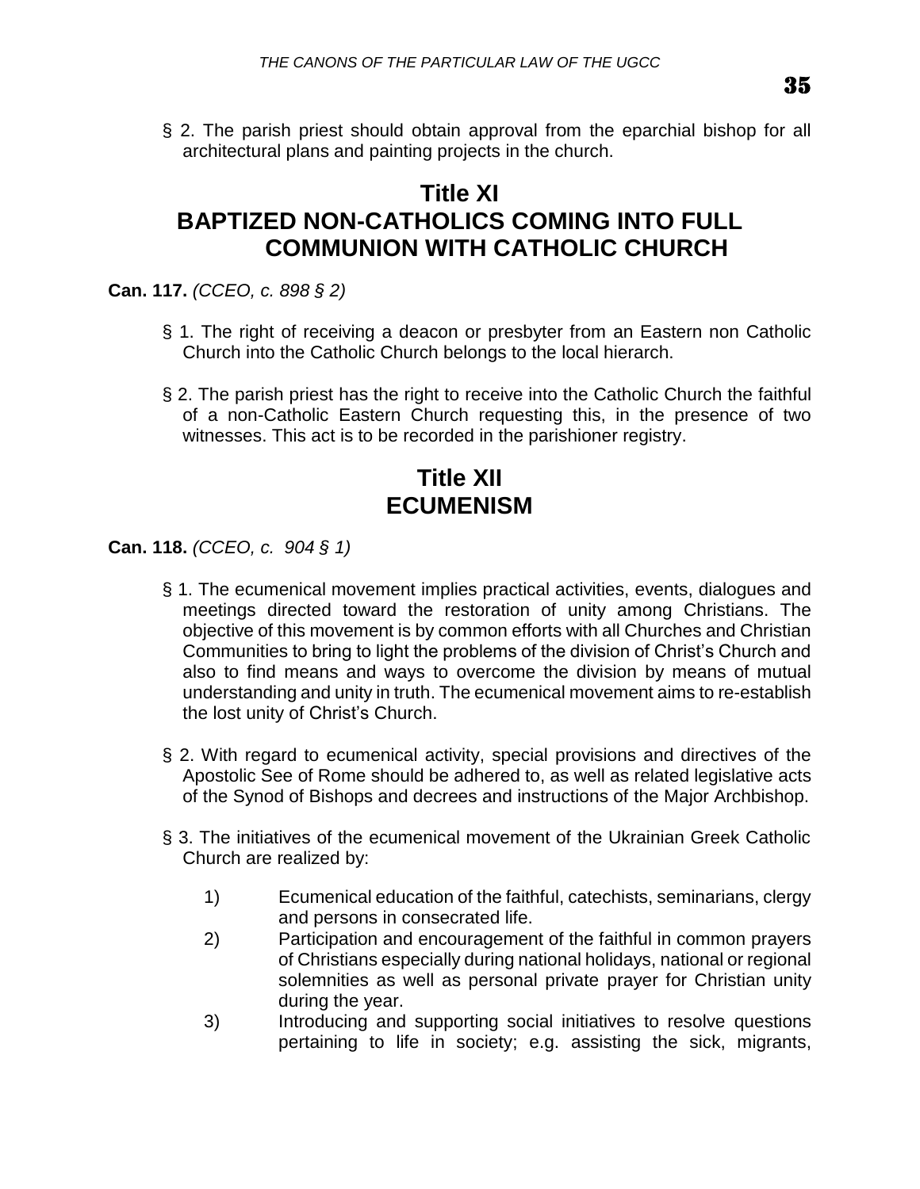§ 2. The parish priest should obtain approval from the eparchial bishop for all architectural plans and painting projects in the church.

# Title XI
# BAPTIZED NON-CATHOLICS COMING INTO FULL COMMUNION WITH CATHOLIC CHURCH

**Can. 117.** *(CCEO, c. 898 § 2)*

§ 1. The right of receiving a deacon or presbyter from an Eastern non Catholic Church into the Catholic Church belongs to the local hierarch.

§ 2. The parish priest has the right to receive into the Catholic Church the faithful of a non-Catholic Eastern Church requesting this, in the presence of two witnesses. This act is to be recorded in the parishioner registry.

# Title XII
# ECUMENISM

**Can. 118.** *(CCEO, c. 904 § 1)*

§ 1. The ecumenical movement implies practical activities, events, dialogues and meetings directed toward the restoration of unity among Christians. The objective of this movement is by common efforts with all Churches and Christian Communities to bring to light the problems of the division of Christ's Church and also to find means and ways to overcome the division by means of mutual understanding and unity in truth. The ecumenical movement aims to re-establish the lost unity of Christ's Church.

§ 2. With regard to ecumenical activity, special provisions and directives of the Apostolic See of Rome should be adhered to, as well as related legislative acts of the Synod of Bishops and decrees and instructions of the Major Archbishop.

§ 3. The initiatives of the ecumenical movement of the Ukrainian Greek Catholic Church are realized by:

1) Ecumenical education of the faithful, catechists, seminarians, clergy and persons in consecrated life.
2) Participation and encouragement of the faithful in common prayers of Christians especially during national holidays, national or regional solemnities as well as personal private prayer for Christian unity during the year.
3) Introducing and supporting social initiatives to resolve questions pertaining to life in society; e.g. assisting the sick, migrants,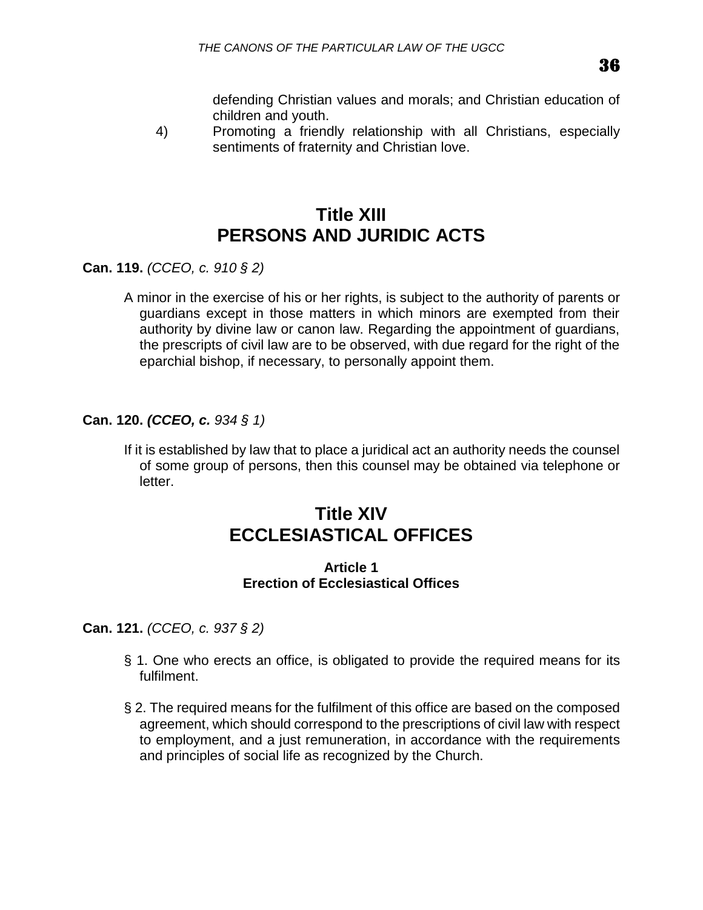defending Christian values and morals; and Christian education of children and youth.

4) Promoting a friendly relationship with all Christians, especially sentiments of fraternity and Christian love.

# Title XIII
# PERSONS AND JURIDIC ACTS

**Can. 119.** *(CCEO, c. 910 § 2)*

A minor in the exercise of his or her rights, is subject to the authority of parents or guardians except in those matters in which minors are exempted from their authority by divine law or canon law. Regarding the appointment of guardians, the prescripts of civil law are to be observed, with due regard for the right of the eparchial bishop, if necessary, to personally appoint them.

**Can. 120.** ***(CCEO, c.*** *934 § 1)*

If it is established by law that to place a juridical act an authority needs the counsel of some group of persons, then this counsel may be obtained via telephone or letter.

# Title XIV
# ECCLESIASTICAL OFFICES

### Article 1
### Erection of Ecclesiastical Offices

**Can. 121.** *(CCEO, c. 937 § 2)*

§ 1. One who erects an office, is obligated to provide the required means for its fulfilment.

§ 2. The required means for the fulfilment of this office are based on the composed agreement, which should correspond to the prescriptions of civil law with respect to employment, and a just remuneration, in accordance with the requirements and principles of social life as recognized by the Church.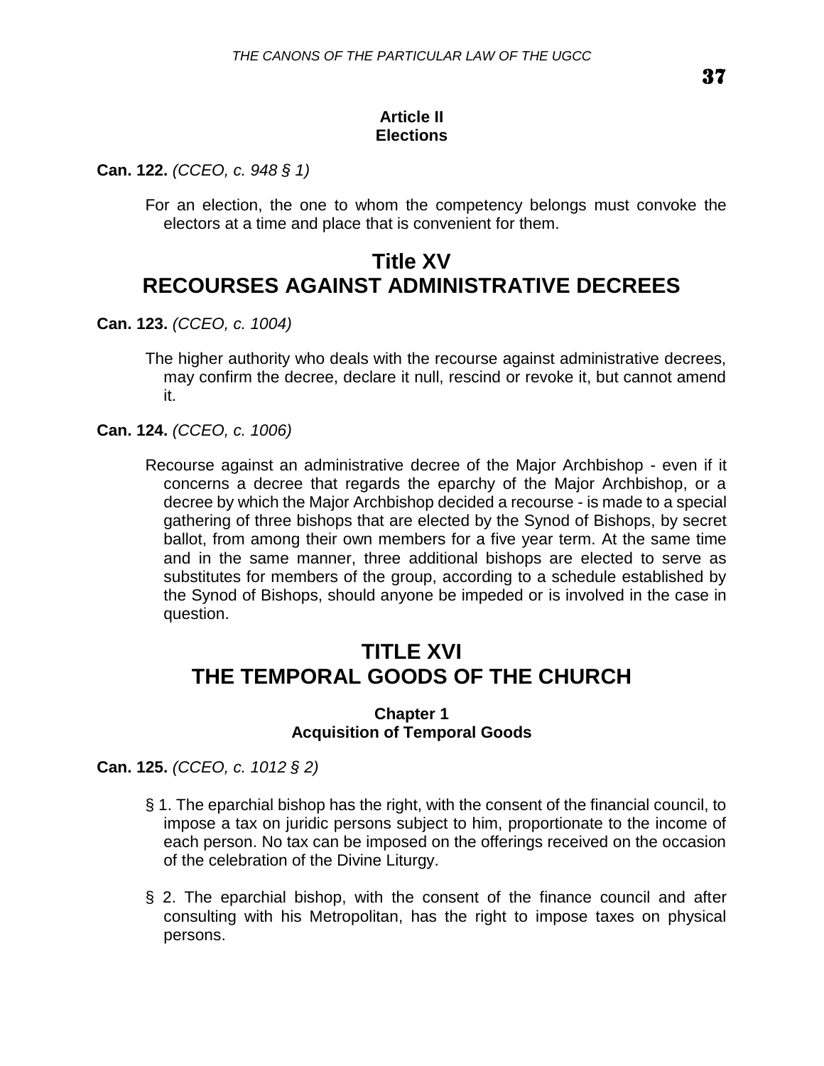### Article II
### Elections

**Can. 122.** *(CCEO, c. 948 § 1)*

For an election, the one to whom the competency belongs must convoke the electors at a time and place that is convenient for them.

# Title XV
# RECOURSES AGAINST ADMINISTRATIVE DECREES

**Can. 123.** *(CCEO, c. 1004)*

The higher authority who deals with the recourse against administrative decrees, may confirm the decree, declare it null, rescind or revoke it, but cannot amend it.

**Can. 124.** *(CCEO, c. 1006)*

Recourse against an administrative decree of the Major Archbishop - even if it concerns a decree that regards the eparchy of the Major Archbishop, or a decree by which the Major Archbishop decided a recourse - is made to a special gathering of three bishops that are elected by the Synod of Bishops, by secret ballot, from among their own members for a five year term. At the same time and in the same manner, three additional bishops are elected to serve as substitutes for members of the group, according to a schedule established by the Synod of Bishops, should anyone be impeded or is involved in the case in question.

# TITLE XVI
# THE TEMPORAL GOODS OF THE CHURCH

### Chapter 1
### Acquisition of Temporal Goods

**Can. 125.** *(CCEO, c. 1012 § 2)*

§ 1. The eparchial bishop has the right, with the consent of the financial council, to impose a tax on juridic persons subject to him, proportionate to the income of each person. No tax can be imposed on the offerings received on the occasion of the celebration of the Divine Liturgy.

§ 2. The eparchial bishop, with the consent of the finance council and after consulting with his Metropolitan, has the right to impose taxes on physical persons.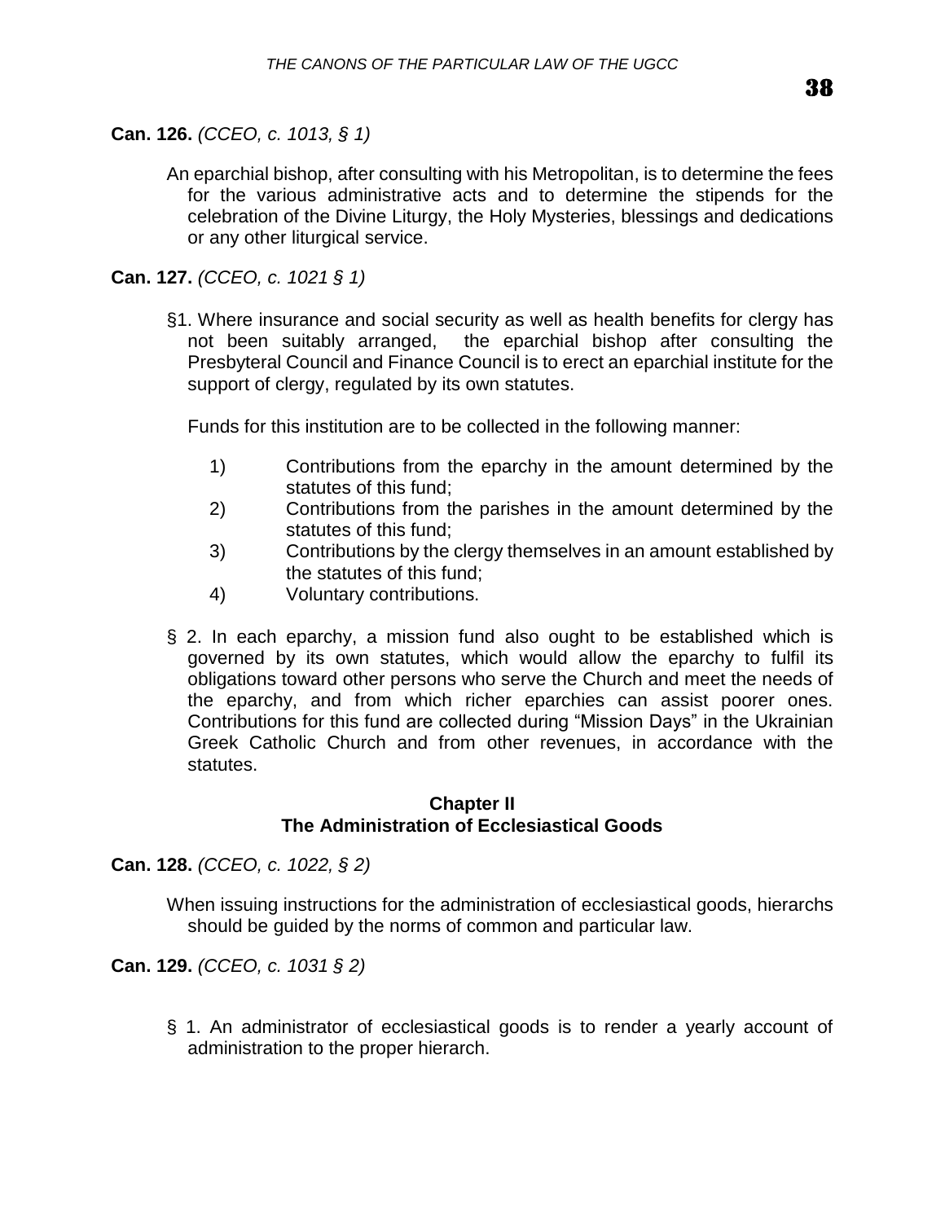**Can. 126.** *(CCEO, c. 1013, § 1)*

An eparchial bishop, after consulting with his Metropolitan, is to determine the fees for the various administrative acts and to determine the stipends for the celebration of the Divine Liturgy, the Holy Mysteries, blessings and dedications or any other liturgical service.

**Can. 127.** *(CCEO, c. 1021 § 1)*

§1. Where insurance and social security as well as health benefits for clergy has not been suitably arranged, the eparchial bishop after consulting the Presbyteral Council and Finance Council is to erect an eparchial institute for the support of clergy, regulated by its own statutes.

Funds for this institution are to be collected in the following manner:

1) Contributions from the eparchy in the amount determined by the statutes of this fund;
2) Contributions from the parishes in the amount determined by the statutes of this fund;
3) Contributions by the clergy themselves in an amount established by the statutes of this fund;
4) Voluntary contributions.

§ 2. In each eparchy, a mission fund also ought to be established which is governed by its own statutes, which would allow the eparchy to fulfil its obligations toward other persons who serve the Church and meet the needs of the eparchy, and from which richer eparchies can assist poorer ones. Contributions for this fund are collected during “Mission Days” in the Ukrainian Greek Catholic Church and from other revenues, in accordance with the statutes.

## Chapter II
## The Administration of Ecclesiastical Goods

**Can. 128.** *(CCEO, c. 1022, § 2)*

When issuing instructions for the administration of ecclesiastical goods, hierarchs should be guided by the norms of common and particular law.

**Can. 129.** *(CCEO, c. 1031 § 2)*

§ 1. An administrator of ecclesiastical goods is to render a yearly account of administration to the proper hierarch.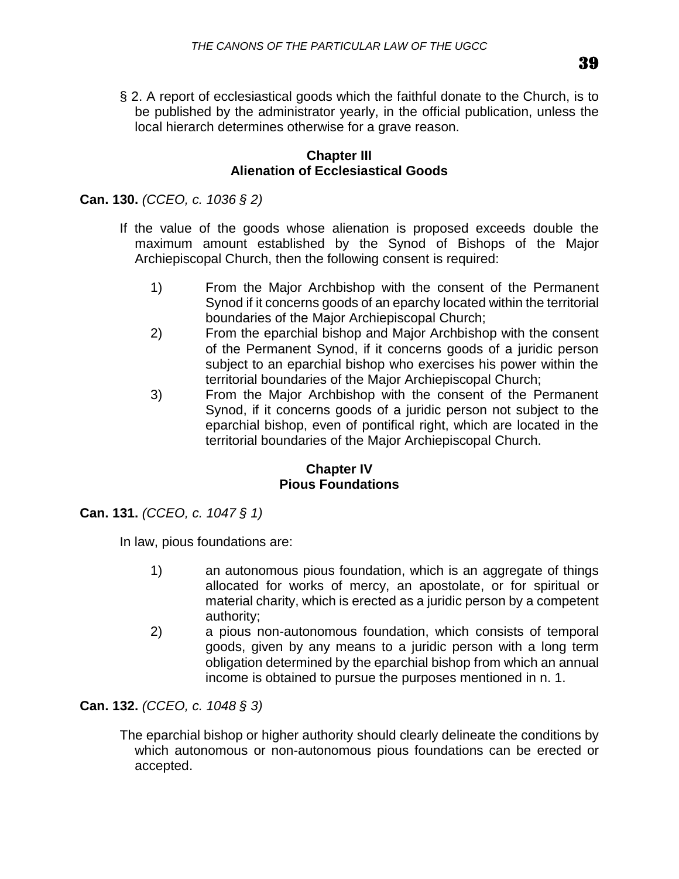§ 2. A report of ecclesiastical goods which the faithful donate to the Church, is to be published by the administrator yearly, in the official publication, unless the local hierarch determines otherwise for a grave reason.

## Chapter III
## Alienation of Ecclesiastical Goods

**Can. 130.** *(CCEO, c. 1036 § 2)*

If the value of the goods whose alienation is proposed exceeds double the maximum amount established by the Synod of Bishops of the Major Archiepiscopal Church, then the following consent is required:

1) From the Major Archbishop with the consent of the Permanent Synod if it concerns goods of an eparchy located within the territorial boundaries of the Major Archiepiscopal Church;
2) From the eparchial bishop and Major Archbishop with the consent of the Permanent Synod, if it concerns goods of a juridic person subject to an eparchial bishop who exercises his power within the territorial boundaries of the Major Archiepiscopal Church;
3) From the Major Archbishop with the consent of the Permanent Synod, if it concerns goods of a juridic person not subject to the eparchial bishop, even of pontifical right, which are located in the territorial boundaries of the Major Archiepiscopal Church.

## Chapter IV
## Pious Foundations

**Can. 131.** *(CCEO, c. 1047 § 1)*

In law, pious foundations are:

1) an autonomous pious foundation, which is an aggregate of things allocated for works of mercy, an apostolate, or for spiritual or material charity, which is erected as a juridic person by a competent authority;
2) a pious non-autonomous foundation, which consists of temporal goods, given by any means to a juridic person with a long term obligation determined by the eparchial bishop from which an annual income is obtained to pursue the purposes mentioned in n. 1.

**Can. 132.** *(CCEO, c. 1048 § 3)*

The eparchial bishop or higher authority should clearly delineate the conditions by which autonomous or non-autonomous pious foundations can be erected or accepted.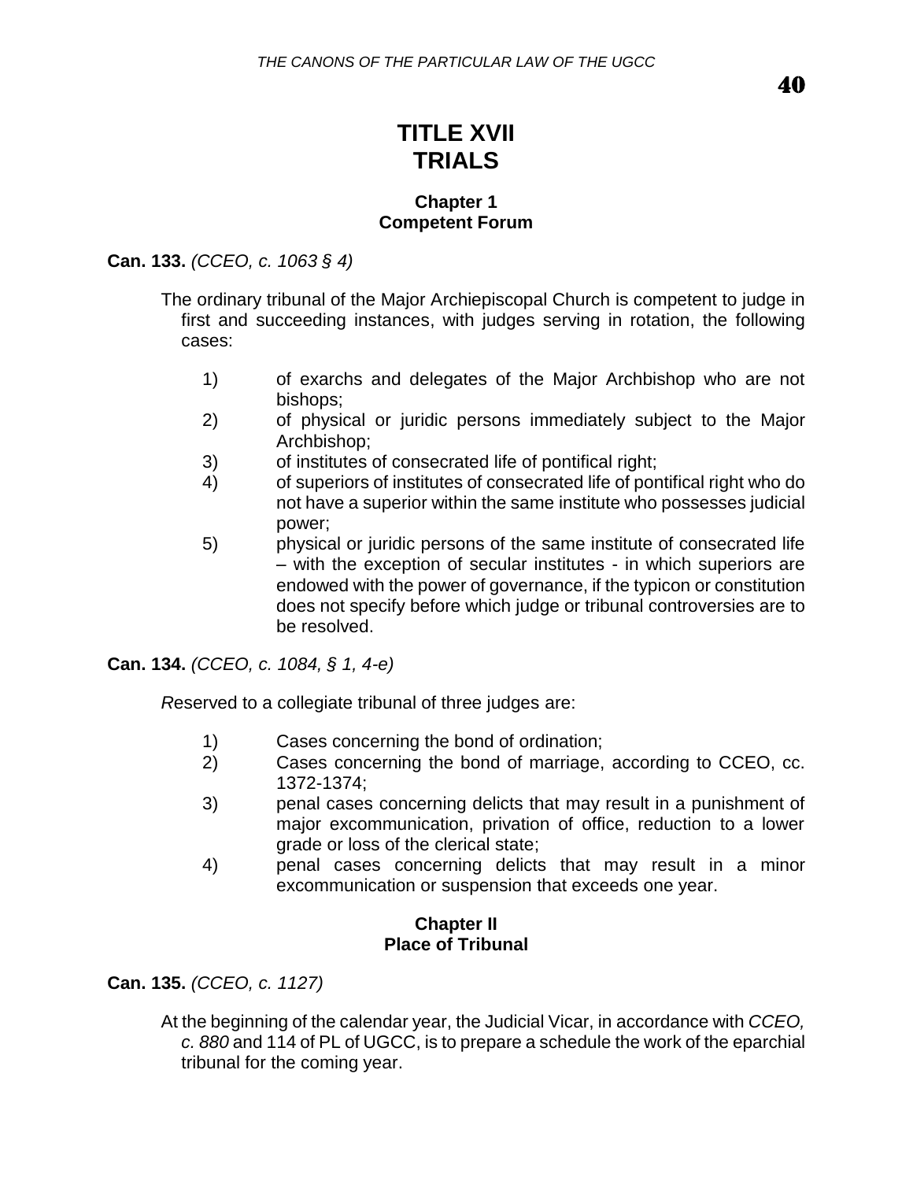# TITLE XVII
# TRIALS

### Chapter 1
### Competent Forum

**Can. 133.** *(CCEO, c. 1063 § 4)*

The ordinary tribunal of the Major Archiepiscopal Church is competent to judge in first and succeeding instances, with judges serving in rotation, the following cases:

1) of exarchs and delegates of the Major Archbishop who are not bishops;
2) of physical or juridic persons immediately subject to the Major Archbishop;
3) of institutes of consecrated life of pontifical right;
4) of superiors of institutes of consecrated life of pontifical right who do not have a superior within the same institute who possesses judicial power;
5) physical or juridic persons of the same institute of consecrated life – with the exception of secular institutes - in which superiors are endowed with the power of governance, if the typicon or constitution does not specify before which judge or tribunal controversies are to be resolved.

**Can. 134.** *(CCEO, c. 1084, § 1, 4-e)*

*R*eserved to a collegiate tribunal of three judges are:

1) Cases concerning the bond of ordination;
2) Cases concerning the bond of marriage, according to CCEO, cc. 1372-1374;
3) penal cases concerning delicts that may result in a punishment of major excommunication, privation of office, reduction to a lower grade or loss of the clerical state;
4) penal cases concerning delicts that may result in a minor excommunication or suspension that exceeds one year.

### Chapter II
### Place of Tribunal

**Can. 135.** *(CCEO, c. 1127)*

At the beginning of the calendar year, the Judicial Vicar, in accordance with *CCEO, c. 880* and 114 of PL of UGCC, is to prepare a schedule the work of the eparchial tribunal for the coming year.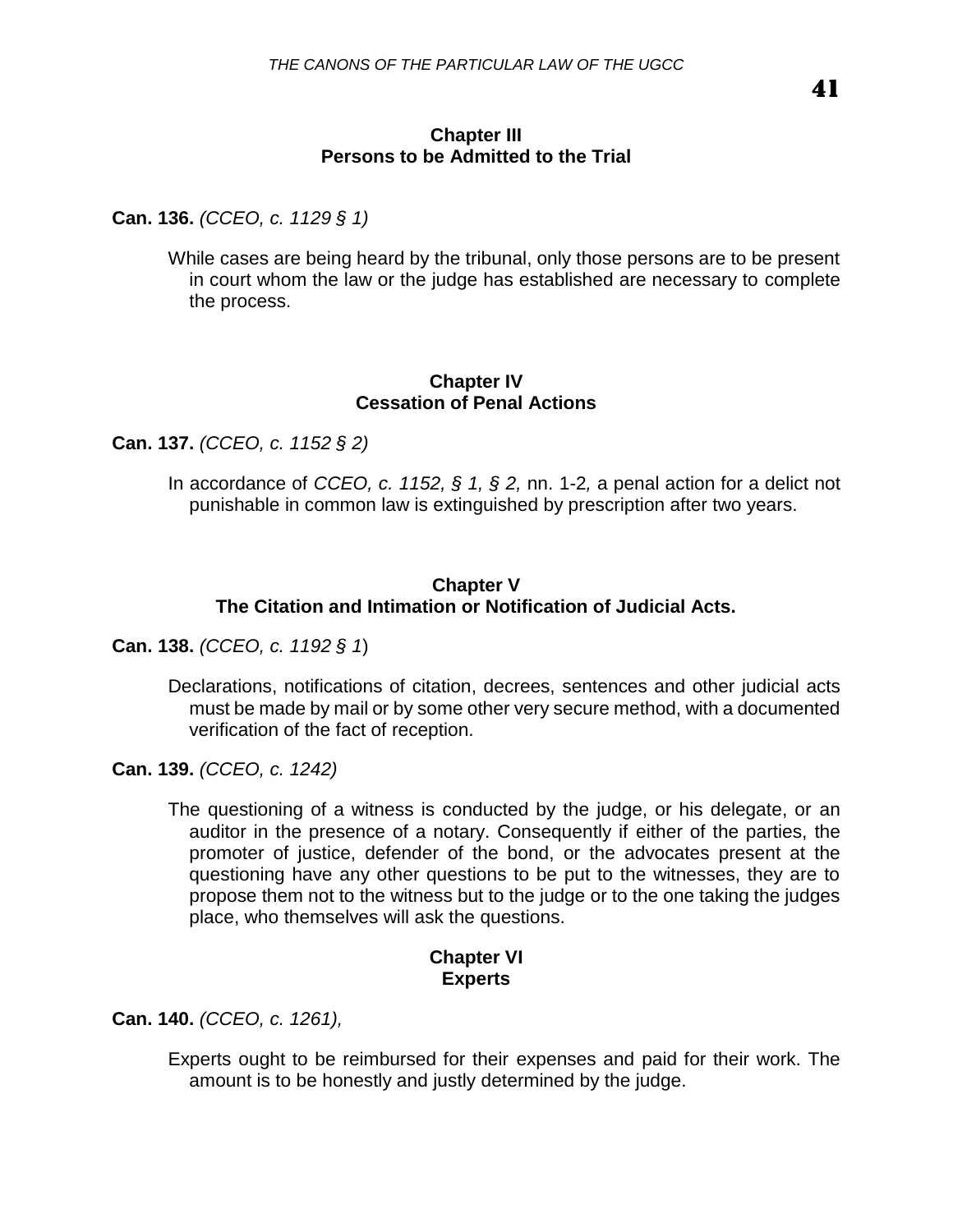### Chapter III
### Persons to be Admitted to the Trial

**Can. 136.** *(CCEO, c. 1129 § 1)*

While cases are being heard by the tribunal, only those persons are to be present in court whom the law or the judge has established are necessary to complete the process.

### Chapter IV
### Cessation of Penal Actions

**Can. 137.** *(CCEO, c. 1152 § 2)*

In accordance of *CCEO, c. 1152, § 1, § 2,* nn. 1-2*,* a penal action for a delict not punishable in common law is extinguished by prescription after two years.

### Chapter V
### The Citation and Intimation or Notification of Judicial Acts.

**Can. 138.** *(CCEO, c. 1192 § 1*)

Declarations, notifications of citation, decrees, sentences and other judicial acts must be made by mail or by some other very secure method, with a documented verification of the fact of reception.

**Can. 139.** *(CCEO, c. 1242)*

The questioning of a witness is conducted by the judge, or his delegate, or an auditor in the presence of a notary. Consequently if either of the parties, the promoter of justice, defender of the bond, or the advocates present at the questioning have any other questions to be put to the witnesses, they are to propose them not to the witness but to the judge or to the one taking the judges place, who themselves will ask the questions.

### Chapter VI
### Experts

**Can. 140.** *(CCEO, c. 1261),*

Experts ought to be reimbursed for their expenses and paid for their work. The amount is to be honestly and justly determined by the judge.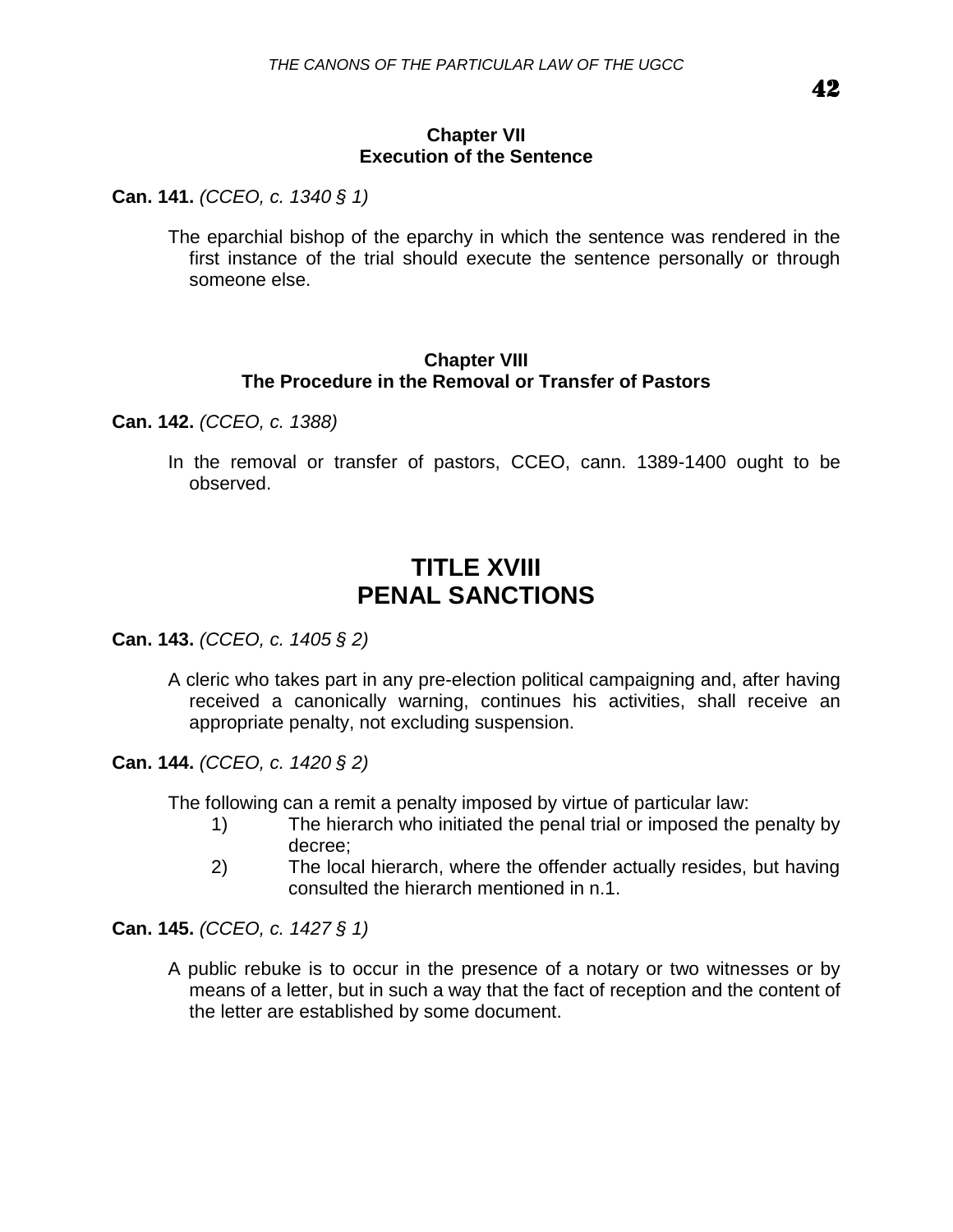### Chapter VII
### Execution of the Sentence

**Can. 141.** *(CCEO, c. 1340 § 1)*

The eparchial bishop of the eparchy in which the sentence was rendered in the first instance of the trial should execute the sentence personally or through someone else.

### Chapter VIII
### The Procedure in the Removal or Transfer of Pastors

**Can. 142.** *(CCEO, c. 1388)*

In the removal or transfer of pastors, CCEO, cann. 1389-1400 ought to be observed.

# TITLE XVIII
# PENAL SANCTIONS

**Can. 143.** *(CCEO, c. 1405 § 2)*

A cleric who takes part in any pre-election political campaigning and, after having received a canonically warning, continues his activities, shall receive an appropriate penalty, not excluding suspension.

**Can. 144.** *(CCEO, c. 1420 § 2)*

The following can a remit a penalty imposed by virtue of particular law:

1) The hierarch who initiated the penal trial or imposed the penalty by decree;
2) The local hierarch, where the offender actually resides, but having consulted the hierarch mentioned in n.1.

**Can. 145.** *(CCEO, c. 1427 § 1)*

A public rebuke is to occur in the presence of a notary or two witnesses or by means of a letter, but in such a way that the fact of reception and the content of the letter are established by some document.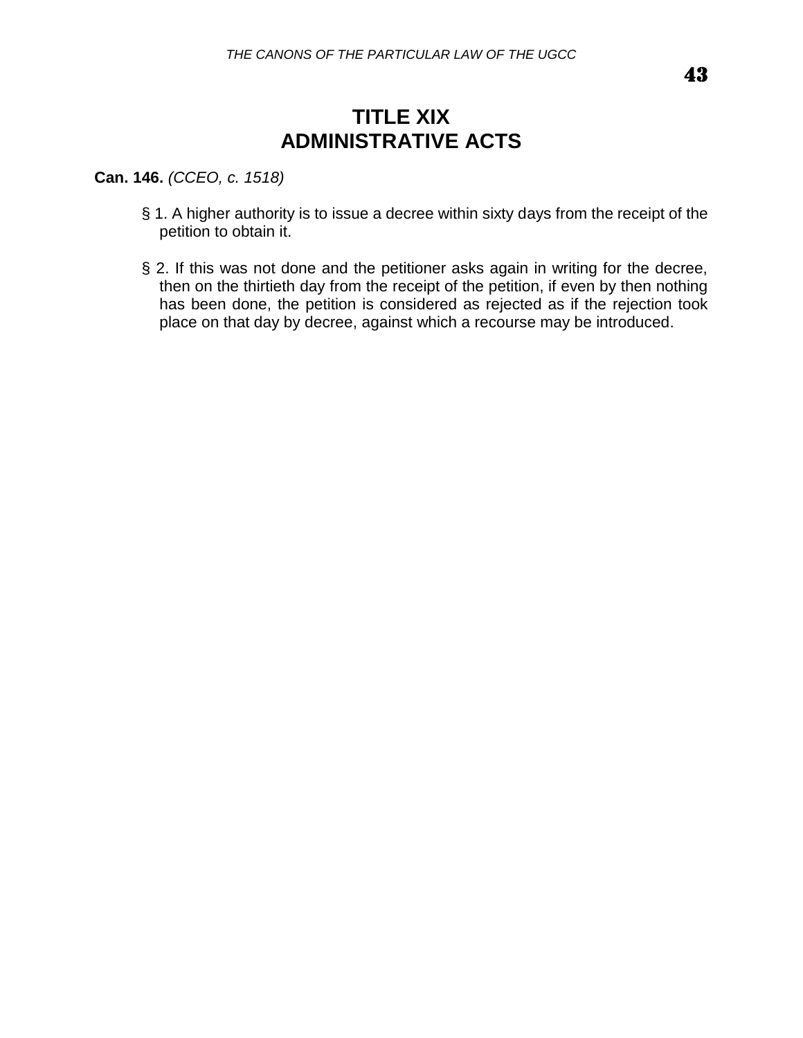# TITLE XIX
# ADMINISTRATIVE ACTS

**Can. 146.** *(CCEO, c. 1518)*

§ 1. A higher authority is to issue a decree within sixty days from the receipt of the petition to obtain it.

§ 2. If this was not done and the petitioner asks again in writing for the decree, then on the thirtieth day from the receipt of the petition, if even by then nothing has been done, the petition is considered as rejected as if the rejection took place on that day by decree, against which a recourse may be introduced.